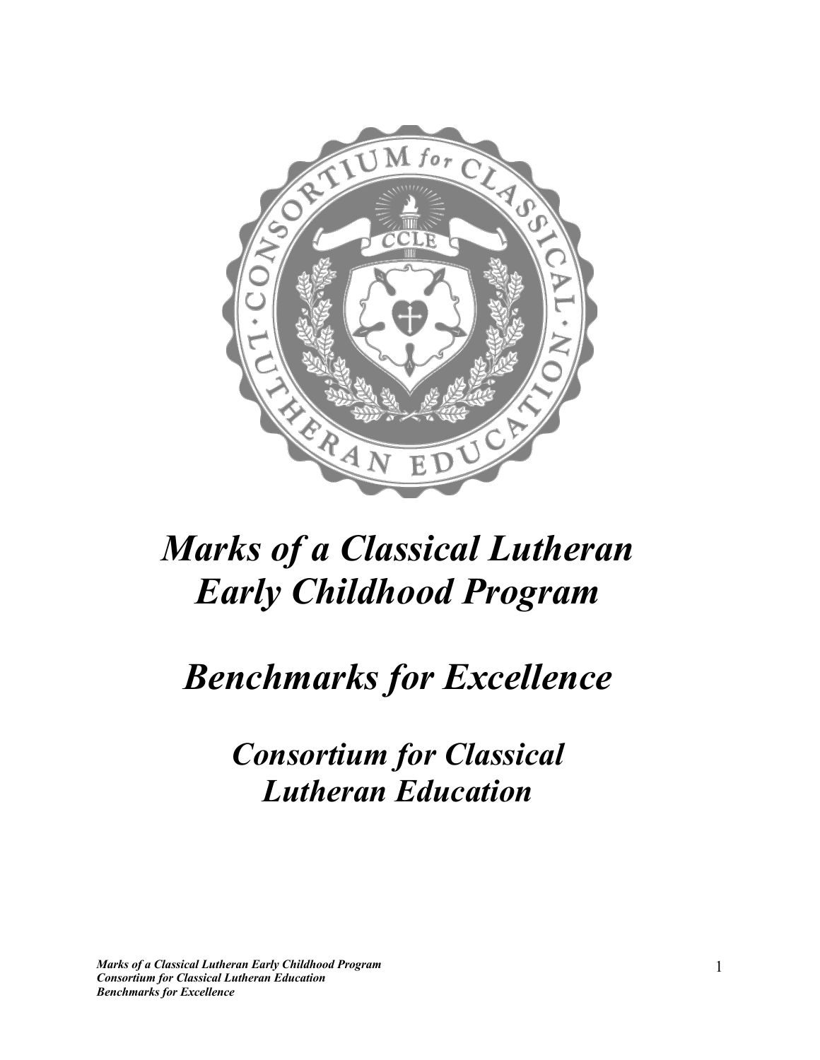# *Marks of a Classical Lutheran Early Childhood Program*

# *Benchmarks for Excellence*

## *Consortium for Classical Lutheran Education*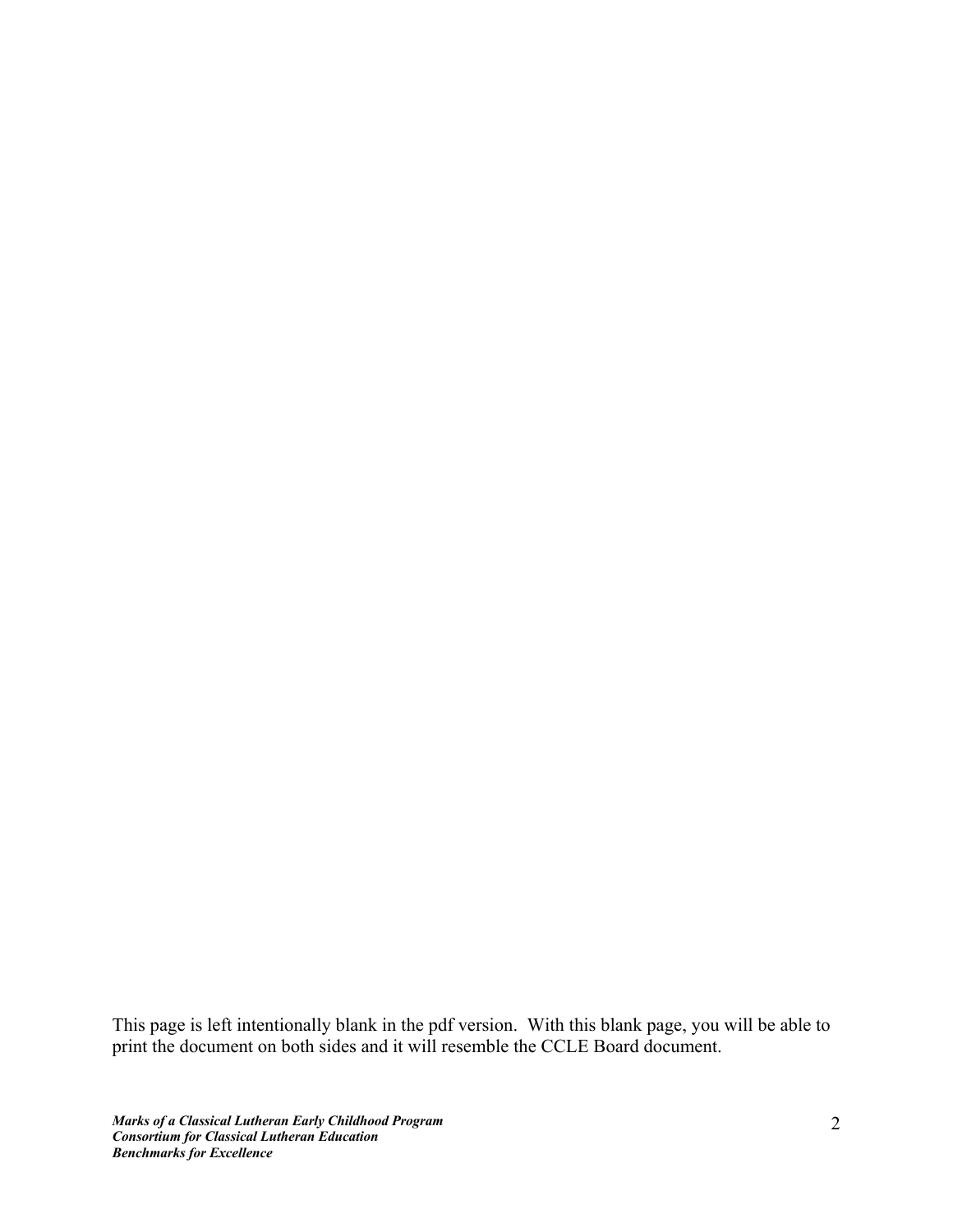This page is left intentionally blank in the pdf version. With this blank page, you will be able to print the document on both sides and it will resemble the CCLE Board document.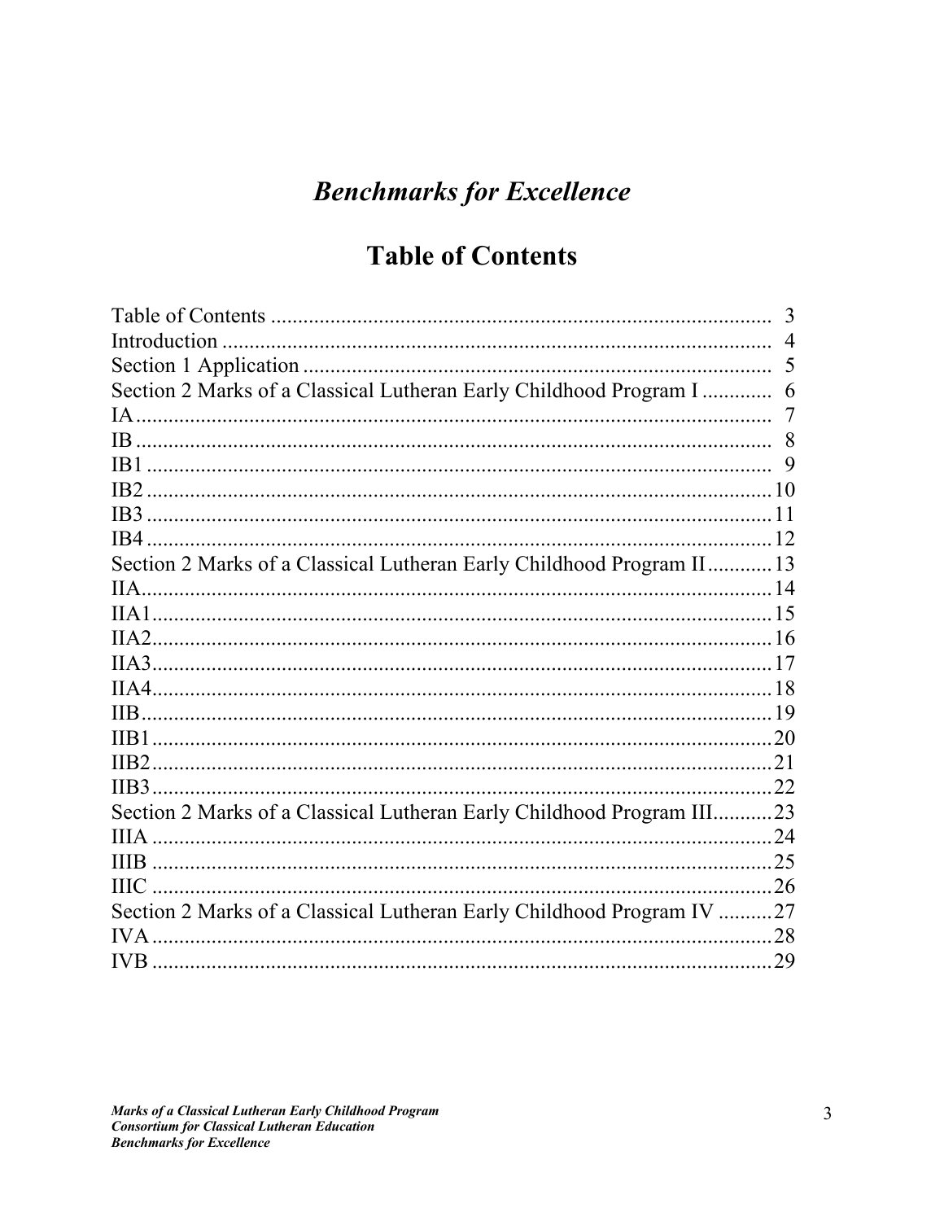# *Benchmarks for Excellence*

## Table of Contents

| | |
|---|---|
| Table of Contents | 3 |
| Introduction | 4 |
| Section 1 Application | 5 |
| Section 2 Marks of a Classical Lutheran Early Childhood Program I | 6 |
| IA | 7 |
| IB | 8 |
| IB1 | 9 |
| IB2 | 10 |
| IB3 | 11 |
| IB4 | 12 |
| Section 2 Marks of a Classical Lutheran Early Childhood Program II | 13 |
| IIA | 14 |
| IIA1 | 15 |
| IIA2 | 16 |
| IIA3 | 17 |
| IIA4 | 18 |
| IIB | 19 |
| IIB1 | 20 |
| IIB2 | 21 |
| IIB3 | 22 |
| Section 2 Marks of a Classical Lutheran Early Childhood Program III | 23 |
| IIIA | 24 |
| IIIB | 25 |
| IIIC | 26 |
| Section 2 Marks of a Classical Lutheran Early Childhood Program IV | 27 |
| IVA | 28 |
| IVB | 29 |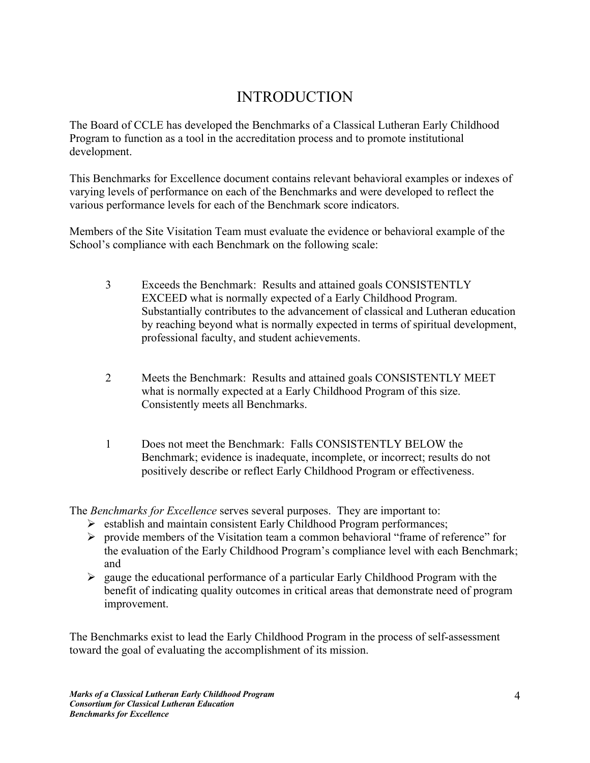# INTRODUCTION

The Board of CCLE has developed the Benchmarks of a Classical Lutheran Early Childhood Program to function as a tool in the accreditation process and to promote institutional development.

This Benchmarks for Excellence document contains relevant behavioral examples or indexes of varying levels of performance on each of the Benchmarks and were developed to reflect the various performance levels for each of the Benchmark score indicators.

Members of the Site Visitation Team must evaluate the evidence or behavioral example of the School's compliance with each Benchmark on the following scale:

3 Exceeds the Benchmark: Results and attained goals CONSISTENTLY EXCEED what is normally expected of a Early Childhood Program. Substantially contributes to the advancement of classical and Lutheran education by reaching beyond what is normally expected in terms of spiritual development, professional faculty, and student achievements.

2 Meets the Benchmark: Results and attained goals CONSISTENTLY MEET what is normally expected at a Early Childhood Program of this size. Consistently meets all Benchmarks.

1 Does not meet the Benchmark: Falls CONSISTENTLY BELOW the Benchmark; evidence is inadequate, incomplete, or incorrect; results do not positively describe or reflect Early Childhood Program or effectiveness.

The *Benchmarks for Excellence* serves several purposes. They are important to:

- establish and maintain consistent Early Childhood Program performances;
- provide members of the Visitation team a common behavioral "frame of reference" for the evaluation of the Early Childhood Program's compliance level with each Benchmark; and
- gauge the educational performance of a particular Early Childhood Program with the benefit of indicating quality outcomes in critical areas that demonstrate need of program improvement.

The Benchmarks exist to lead the Early Childhood Program in the process of self-assessment toward the goal of evaluating the accomplishment of its mission.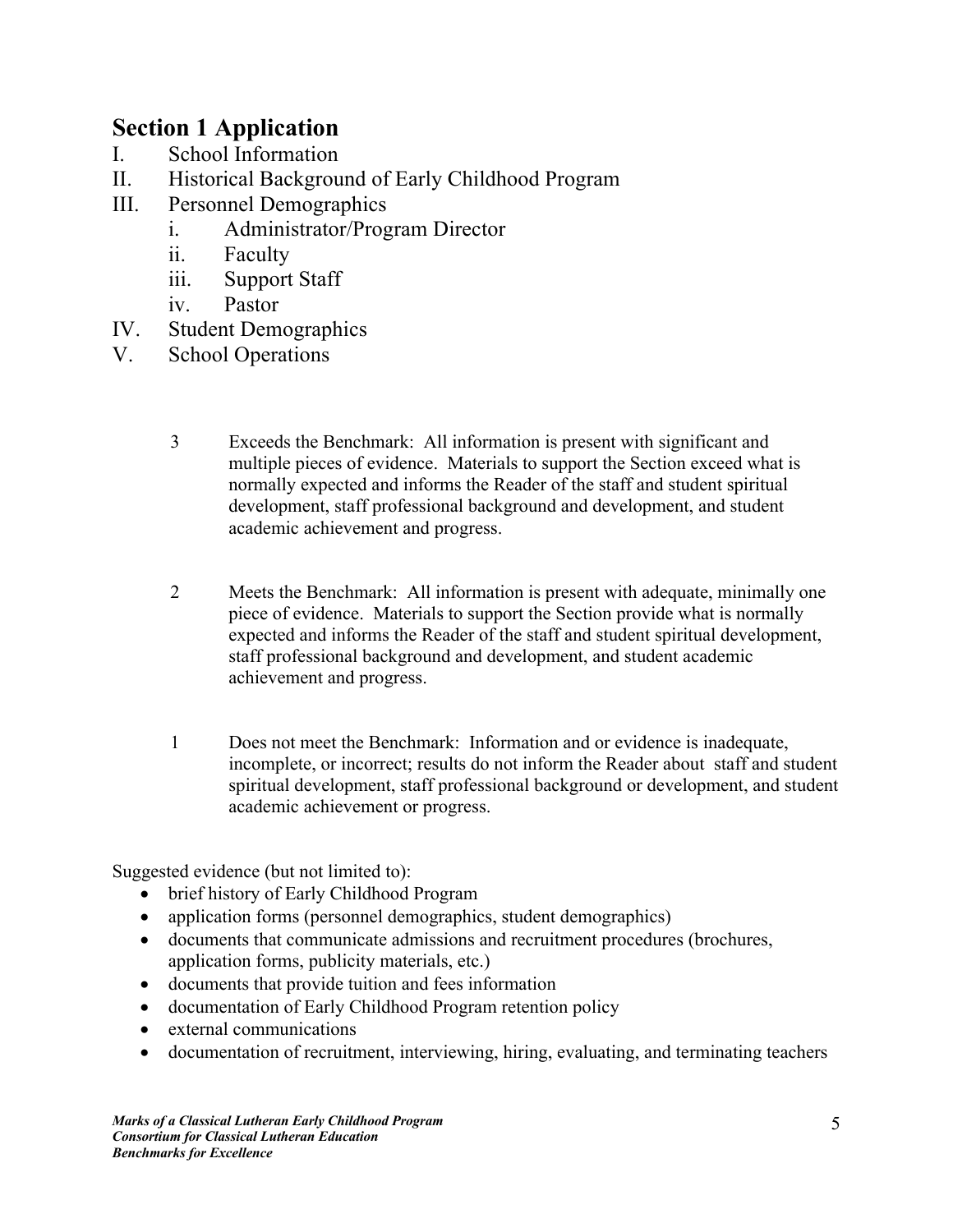## Section 1 Application

I. School Information

II. Historical Background of Early Childhood Program

III. Personnel Demographics

   i. Administrator/Program Director

   ii. Faculty

   iii. Support Staff

   iv. Pastor

IV. Student Demographics

V. School Operations

3 Exceeds the Benchmark: All information is present with significant and multiple pieces of evidence. Materials to support the Section exceed what is normally expected and informs the Reader of the staff and student spiritual development, staff professional background and development, and student academic achievement and progress.

2 Meets the Benchmark: All information is present with adequate, minimally one piece of evidence. Materials to support the Section provide what is normally expected and informs the Reader of the staff and student spiritual development, staff professional background and development, and student academic achievement and progress.

1 Does not meet the Benchmark: Information and or evidence is inadequate, incomplete, or incorrect; results do not inform the Reader about staff and student spiritual development, staff professional background or development, and student academic achievement or progress.

Suggested evidence (but not limited to):

- brief history of Early Childhood Program
- application forms (personnel demographics, student demographics)
- documents that communicate admissions and recruitment procedures (brochures, application forms, publicity materials, etc.)
- documents that provide tuition and fees information
- documentation of Early Childhood Program retention policy
- external communications
- documentation of recruitment, interviewing, hiring, evaluating, and terminating teachers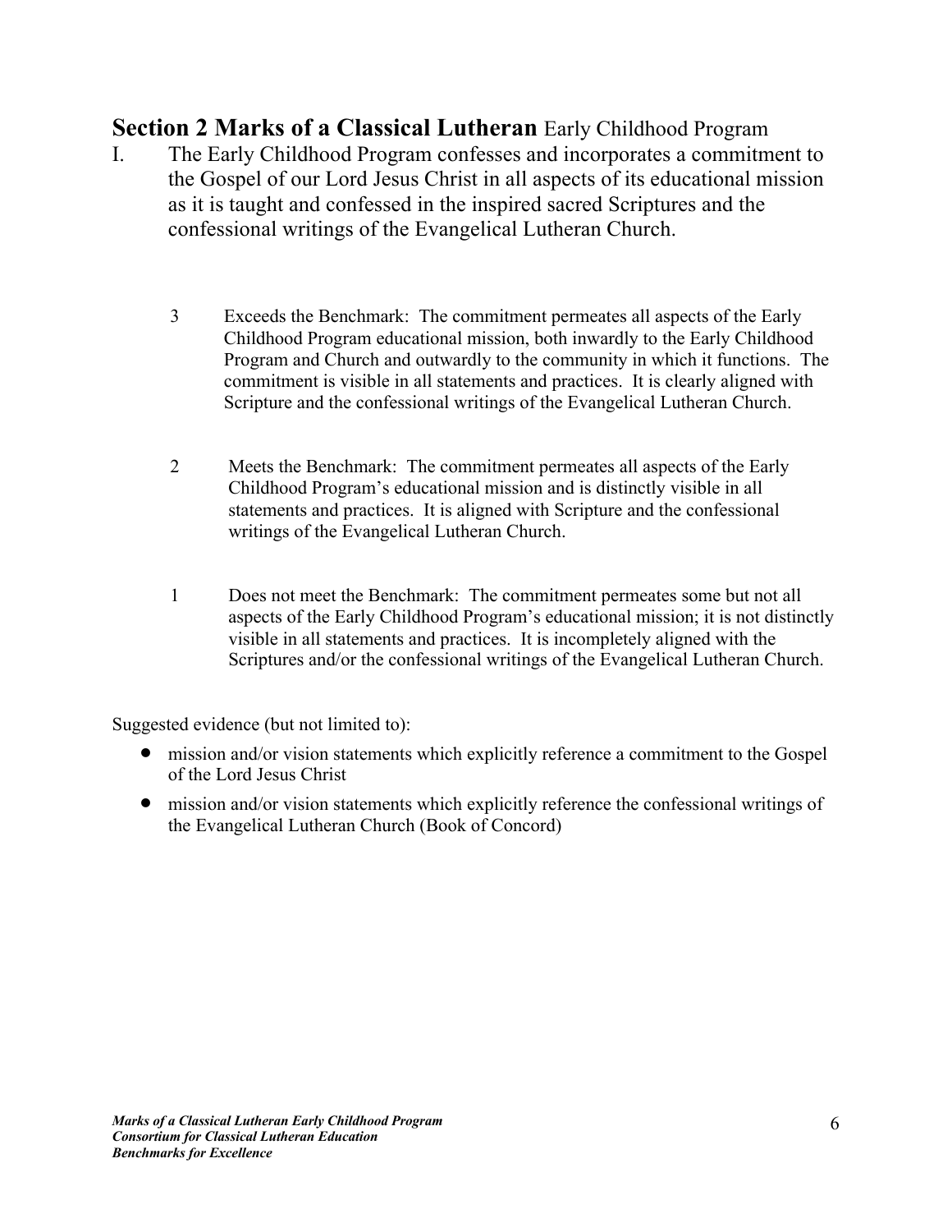## **Section 2 Marks of a Classical Lutheran** Early Childhood Program

I. The Early Childhood Program confesses and incorporates a commitment to the Gospel of our Lord Jesus Christ in all aspects of its educational mission as it is taught and confessed in the inspired sacred Scriptures and the confessional writings of the Evangelical Lutheran Church.

3 Exceeds the Benchmark: The commitment permeates all aspects of the Early Childhood Program educational mission, both inwardly to the Early Childhood Program and Church and outwardly to the community in which it functions. The commitment is visible in all statements and practices. It is clearly aligned with Scripture and the confessional writings of the Evangelical Lutheran Church.

2 Meets the Benchmark: The commitment permeates all aspects of the Early Childhood Program's educational mission and is distinctly visible in all statements and practices. It is aligned with Scripture and the confessional writings of the Evangelical Lutheran Church.

1 Does not meet the Benchmark: The commitment permeates some but not all aspects of the Early Childhood Program's educational mission; it is not distinctly visible in all statements and practices. It is incompletely aligned with the Scriptures and/or the confessional writings of the Evangelical Lutheran Church.

Suggested evidence (but not limited to):

- mission and/or vision statements which explicitly reference a commitment to the Gospel of the Lord Jesus Christ
- mission and/or vision statements which explicitly reference the confessional writings of the Evangelical Lutheran Church (Book of Concord)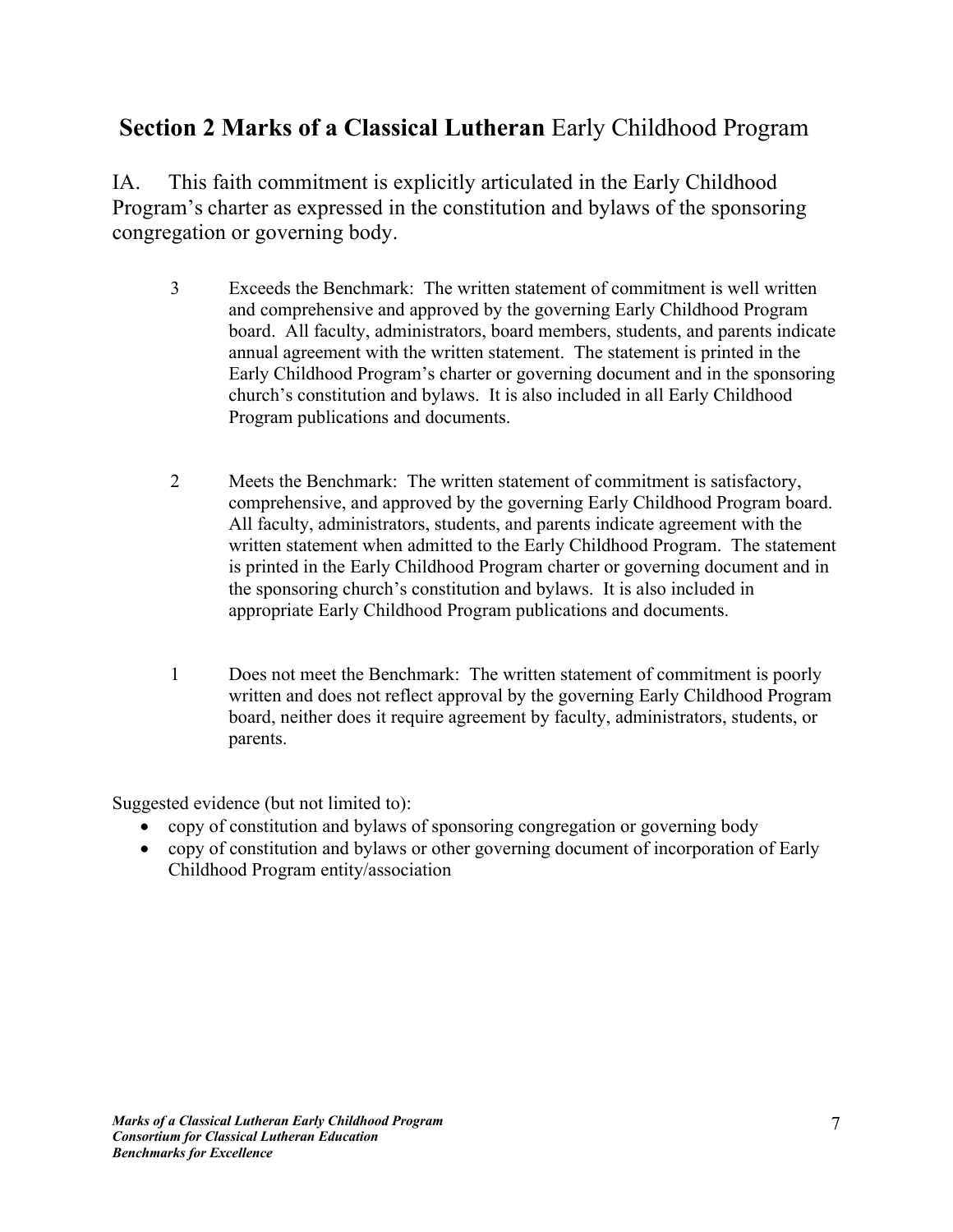## **Section 2 Marks of a Classical Lutheran** Early Childhood Program

IA. This faith commitment is explicitly articulated in the Early Childhood Program's charter as expressed in the constitution and bylaws of the sponsoring congregation or governing body.

3 Exceeds the Benchmark: The written statement of commitment is well written and comprehensive and approved by the governing Early Childhood Program board. All faculty, administrators, board members, students, and parents indicate annual agreement with the written statement. The statement is printed in the Early Childhood Program's charter or governing document and in the sponsoring church's constitution and bylaws. It is also included in all Early Childhood Program publications and documents.

2 Meets the Benchmark: The written statement of commitment is satisfactory, comprehensive, and approved by the governing Early Childhood Program board. All faculty, administrators, students, and parents indicate agreement with the written statement when admitted to the Early Childhood Program. The statement is printed in the Early Childhood Program charter or governing document and in the sponsoring church's constitution and bylaws. It is also included in appropriate Early Childhood Program publications and documents.

1 Does not meet the Benchmark: The written statement of commitment is poorly written and does not reflect approval by the governing Early Childhood Program board, neither does it require agreement by faculty, administrators, students, or parents.

Suggested evidence (but not limited to):

- copy of constitution and bylaws of sponsoring congregation or governing body
- copy of constitution and bylaws or other governing document of incorporation of Early Childhood Program entity/association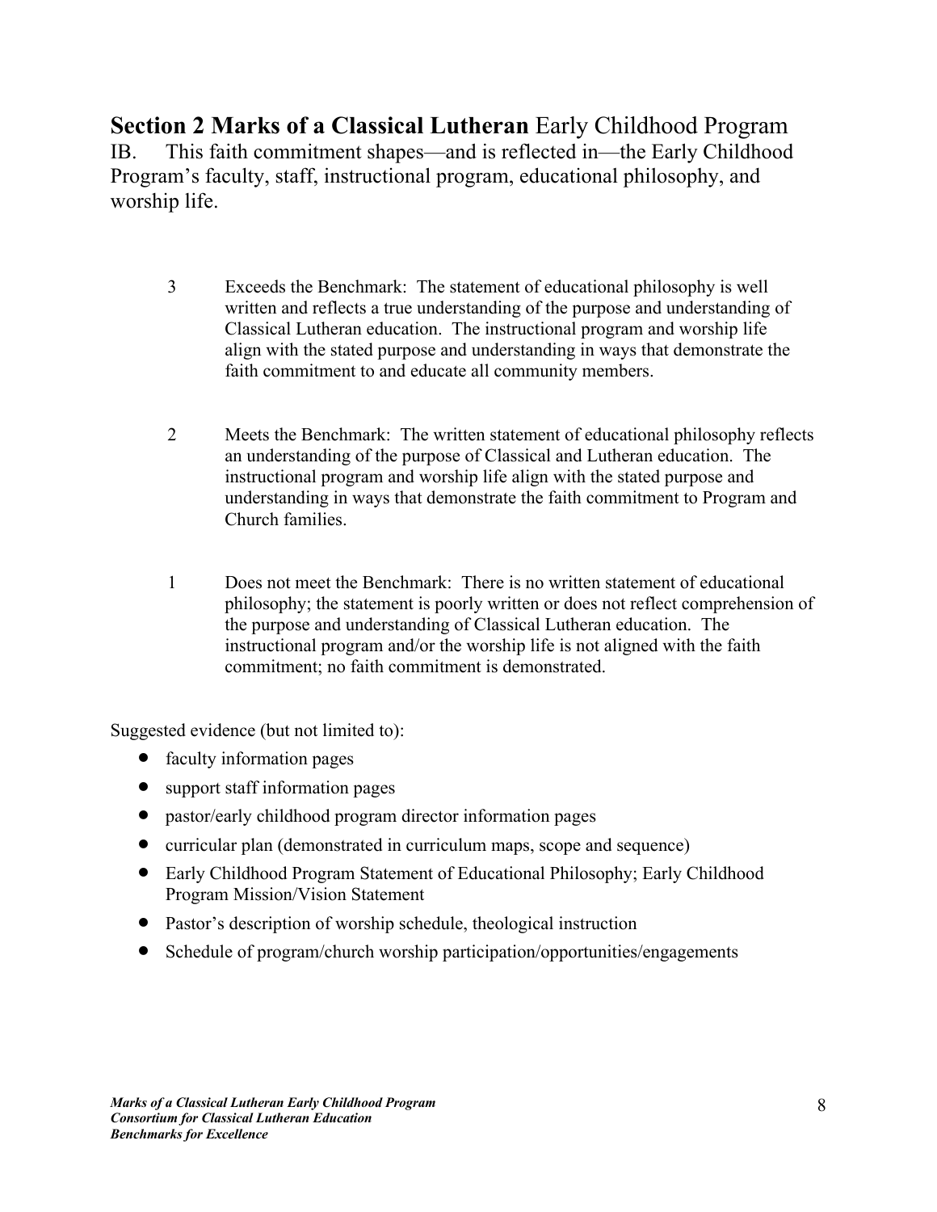## **Section 2 Marks of a Classical Lutheran** Early Childhood Program

IB. This faith commitment shapes—and is reflected in—the Early Childhood Program's faculty, staff, instructional program, educational philosophy, and worship life.

3 Exceeds the Benchmark: The statement of educational philosophy is well written and reflects a true understanding of the purpose and understanding of Classical Lutheran education. The instructional program and worship life align with the stated purpose and understanding in ways that demonstrate the faith commitment to and educate all community members.

2 Meets the Benchmark: The written statement of educational philosophy reflects an understanding of the purpose of Classical and Lutheran education. The instructional program and worship life align with the stated purpose and understanding in ways that demonstrate the faith commitment to Program and Church families.

1 Does not meet the Benchmark: There is no written statement of educational philosophy; the statement is poorly written or does not reflect comprehension of the purpose and understanding of Classical Lutheran education. The instructional program and/or the worship life is not aligned with the faith commitment; no faith commitment is demonstrated.

Suggested evidence (but not limited to):

- faculty information pages
- support staff information pages
- pastor/early childhood program director information pages
- curricular plan (demonstrated in curriculum maps, scope and sequence)
- Early Childhood Program Statement of Educational Philosophy; Early Childhood Program Mission/Vision Statement
- Pastor's description of worship schedule, theological instruction
- Schedule of program/church worship participation/opportunities/engagements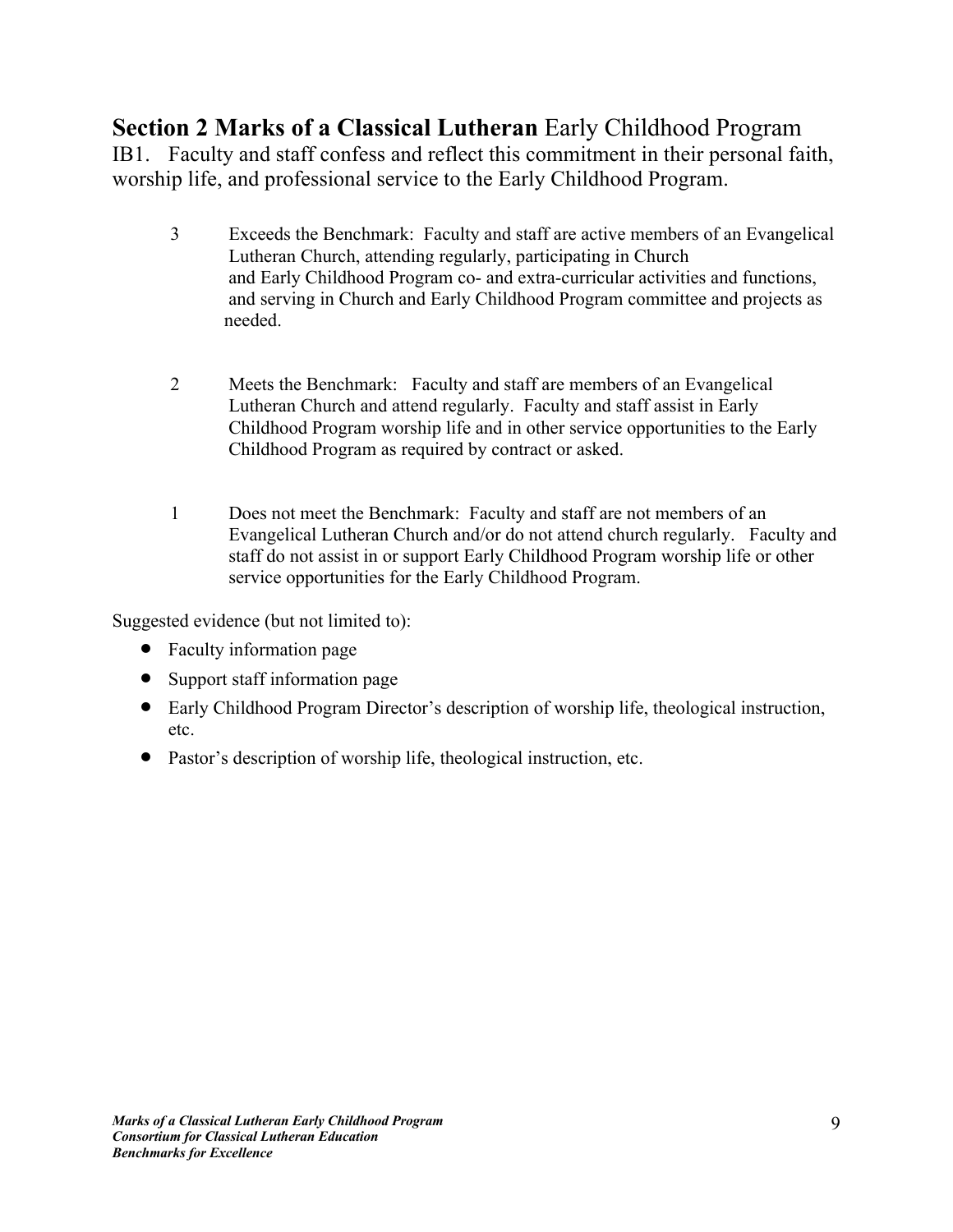## **Section 2 Marks of a Classical Lutheran** Early Childhood Program

IB1. Faculty and staff confess and reflect this commitment in their personal faith, worship life, and professional service to the Early Childhood Program.

3 Exceeds the Benchmark: Faculty and staff are active members of an Evangelical Lutheran Church, attending regularly, participating in Church and Early Childhood Program co- and extra-curricular activities and functions, and serving in Church and Early Childhood Program committee and projects as needed.

2 Meets the Benchmark: Faculty and staff are members of an Evangelical Lutheran Church and attend regularly. Faculty and staff assist in Early Childhood Program worship life and in other service opportunities to the Early Childhood Program as required by contract or asked.

1 Does not meet the Benchmark: Faculty and staff are not members of an Evangelical Lutheran Church and/or do not attend church regularly. Faculty and staff do not assist in or support Early Childhood Program worship life or other service opportunities for the Early Childhood Program.

Suggested evidence (but not limited to):

- Faculty information page
- Support staff information page
- Early Childhood Program Director's description of worship life, theological instruction, etc.
- Pastor's description of worship life, theological instruction, etc.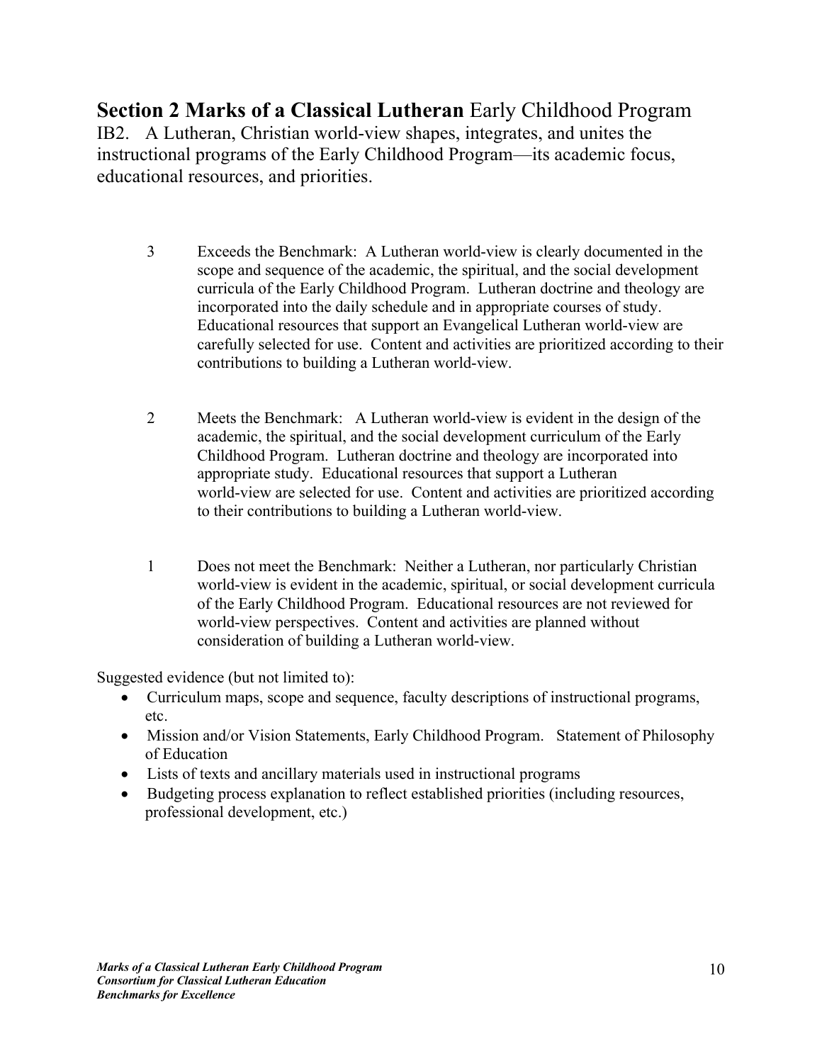## **Section 2 Marks of a Classical Lutheran** Early Childhood Program

IB2. A Lutheran, Christian world-view shapes, integrates, and unites the instructional programs of the Early Childhood Program—its academic focus, educational resources, and priorities.

3 Exceeds the Benchmark: A Lutheran world-view is clearly documented in the scope and sequence of the academic, the spiritual, and the social development curricula of the Early Childhood Program. Lutheran doctrine and theology are incorporated into the daily schedule and in appropriate courses of study. Educational resources that support an Evangelical Lutheran world-view are carefully selected for use. Content and activities are prioritized according to their contributions to building a Lutheran world-view.

2 Meets the Benchmark: A Lutheran world-view is evident in the design of the academic, the spiritual, and the social development curriculum of the Early Childhood Program. Lutheran doctrine and theology are incorporated into appropriate study. Educational resources that support a Lutheran world-view are selected for use. Content and activities are prioritized according to their contributions to building a Lutheran world-view.

1 Does not meet the Benchmark: Neither a Lutheran, nor particularly Christian world-view is evident in the academic, spiritual, or social development curricula of the Early Childhood Program. Educational resources are not reviewed for world-view perspectives. Content and activities are planned without consideration of building a Lutheran world-view.

Suggested evidence (but not limited to):

- Curriculum maps, scope and sequence, faculty descriptions of instructional programs, etc.
- Mission and/or Vision Statements, Early Childhood Program. Statement of Philosophy of Education
- Lists of texts and ancillary materials used in instructional programs
- Budgeting process explanation to reflect established priorities (including resources, professional development, etc.)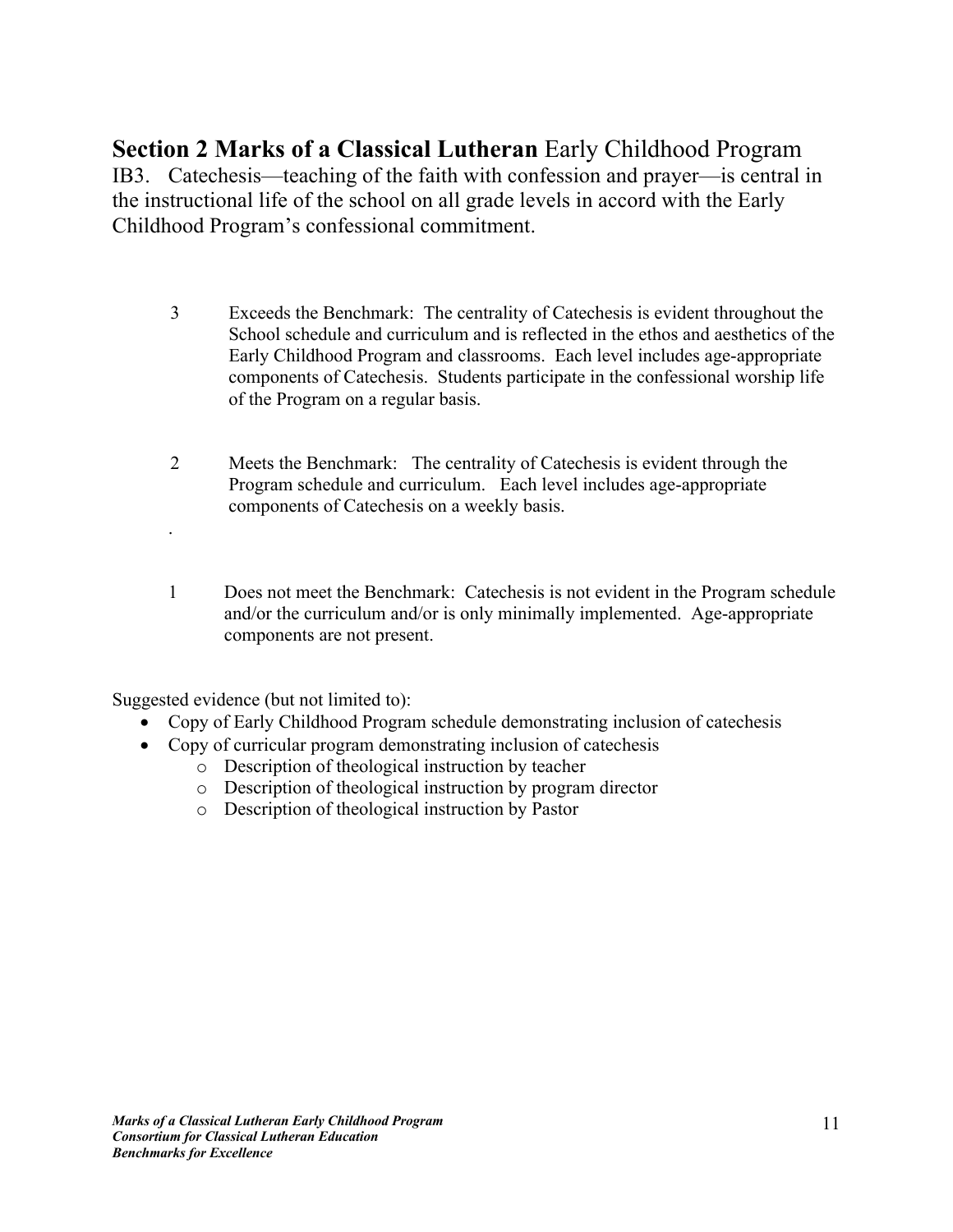## **Section 2 Marks of a Classical Lutheran** Early Childhood Program

IB3. Catechesis—teaching of the faith with confession and prayer—is central in the instructional life of the school on all grade levels in accord with the Early Childhood Program's confessional commitment.

3 Exceeds the Benchmark: The centrality of Catechesis is evident throughout the School schedule and curriculum and is reflected in the ethos and aesthetics of the Early Childhood Program and classrooms. Each level includes age-appropriate components of Catechesis. Students participate in the confessional worship life of the Program on a regular basis.

2 Meets the Benchmark: The centrality of Catechesis is evident through the Program schedule and curriculum. Each level includes age-appropriate components of Catechesis on a weekly basis.

.

1 Does not meet the Benchmark: Catechesis is not evident in the Program schedule and/or the curriculum and/or is only minimally implemented. Age-appropriate components are not present.

Suggested evidence (but not limited to):

- Copy of Early Childhood Program schedule demonstrating inclusion of catechesis
- Copy of curricular program demonstrating inclusion of catechesis
  - Description of theological instruction by teacher
  - Description of theological instruction by program director
  - Description of theological instruction by Pastor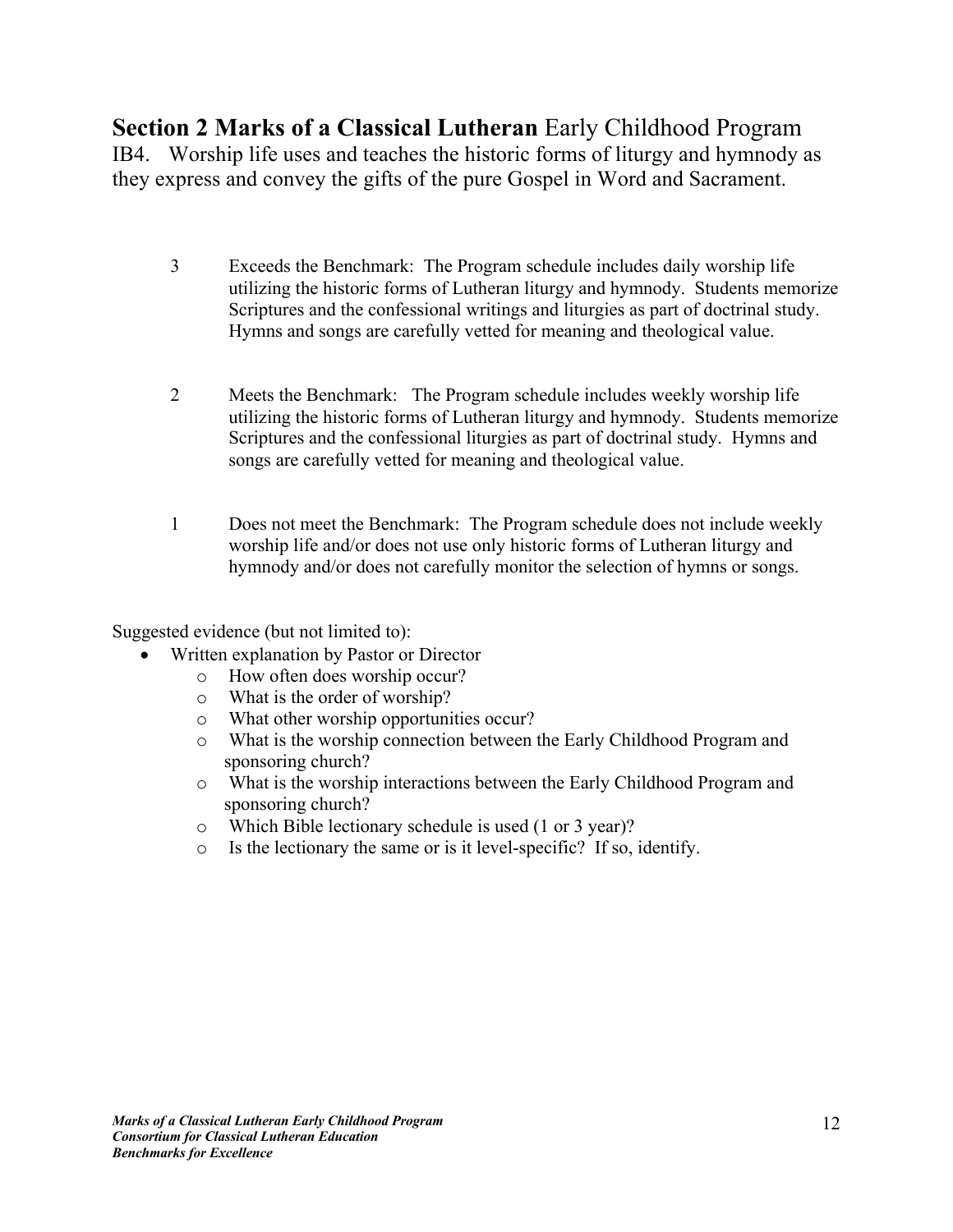## **Section 2 Marks of a Classical Lutheran** Early Childhood Program

IB4. Worship life uses and teaches the historic forms of liturgy and hymnody as they express and convey the gifts of the pure Gospel in Word and Sacrament.

3 Exceeds the Benchmark: The Program schedule includes daily worship life utilizing the historic forms of Lutheran liturgy and hymnody. Students memorize Scriptures and the confessional writings and liturgies as part of doctrinal study. Hymns and songs are carefully vetted for meaning and theological value.

2 Meets the Benchmark: The Program schedule includes weekly worship life utilizing the historic forms of Lutheran liturgy and hymnody. Students memorize Scriptures and the confessional liturgies as part of doctrinal study. Hymns and songs are carefully vetted for meaning and theological value.

1 Does not meet the Benchmark: The Program schedule does not include weekly worship life and/or does not use only historic forms of Lutheran liturgy and hymnody and/or does not carefully monitor the selection of hymns or songs.

Suggested evidence (but not limited to):

- Written explanation by Pastor or Director
    - How often does worship occur?
    - What is the order of worship?
    - What other worship opportunities occur?
    - What is the worship connection between the Early Childhood Program and sponsoring church?
    - What is the worship interactions between the Early Childhood Program and sponsoring church?
    - Which Bible lectionary schedule is used (1 or 3 year)?
    - Is the lectionary the same or is it level-specific? If so, identify.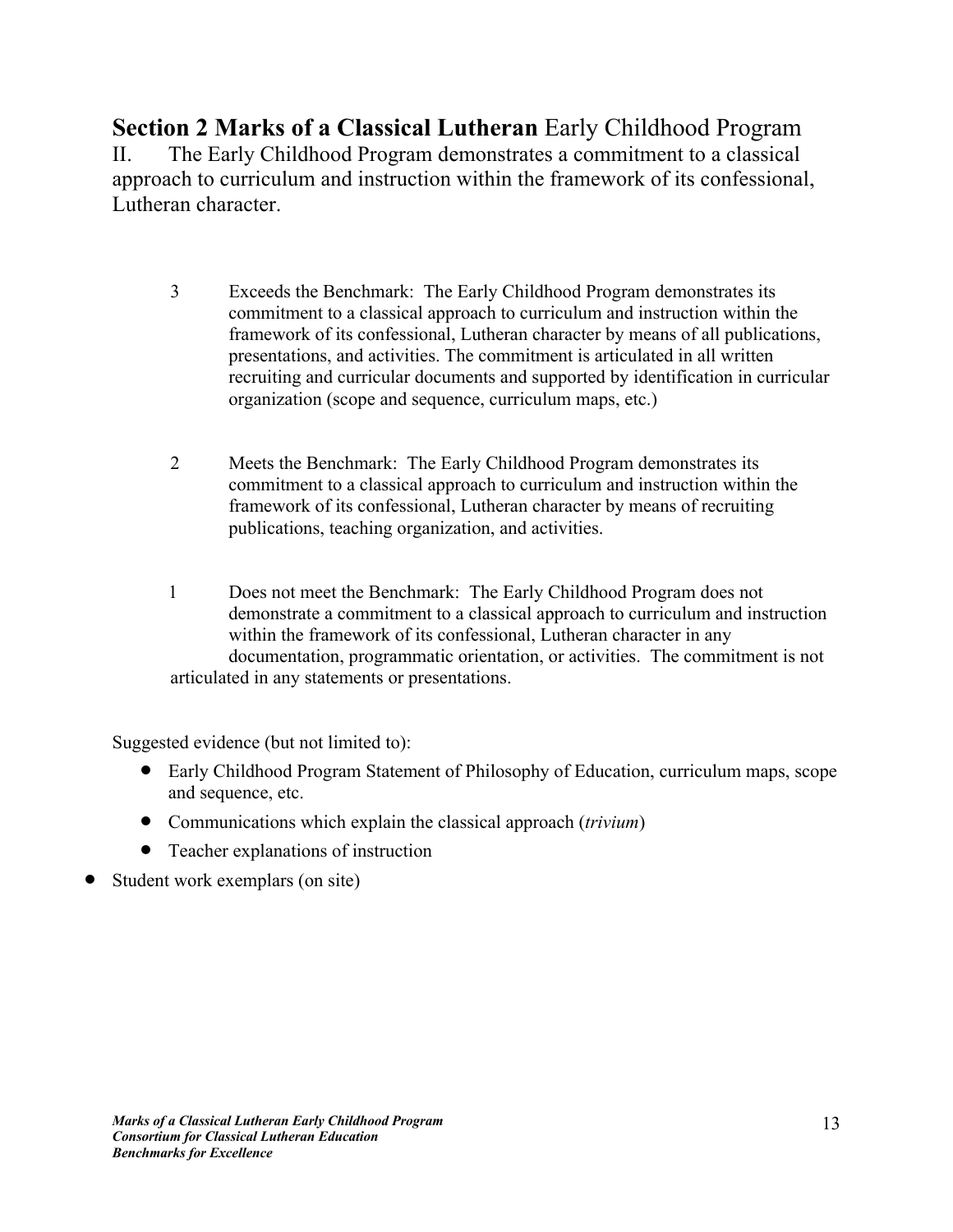## **Section 2 Marks of a Classical Lutheran** Early Childhood Program

II. The Early Childhood Program demonstrates a commitment to a classical approach to curriculum and instruction within the framework of its confessional, Lutheran character.

3 Exceeds the Benchmark: The Early Childhood Program demonstrates its commitment to a classical approach to curriculum and instruction within the framework of its confessional, Lutheran character by means of all publications, presentations, and activities. The commitment is articulated in all written recruiting and curricular documents and supported by identification in curricular organization (scope and sequence, curriculum maps, etc.)

2 Meets the Benchmark: The Early Childhood Program demonstrates its commitment to a classical approach to curriculum and instruction within the framework of its confessional, Lutheran character by means of recruiting publications, teaching organization, and activities.

1 Does not meet the Benchmark: The Early Childhood Program does not demonstrate a commitment to a classical approach to curriculum and instruction within the framework of its confessional, Lutheran character in any documentation, programmatic orientation, or activities. The commitment is not articulated in any statements or presentations.

Suggested evidence (but not limited to):

- Early Childhood Program Statement of Philosophy of Education, curriculum maps, scope and sequence, etc.
- Communications which explain the classical approach (*trivium*)
- Teacher explanations of instruction
- Student work exemplars (on site)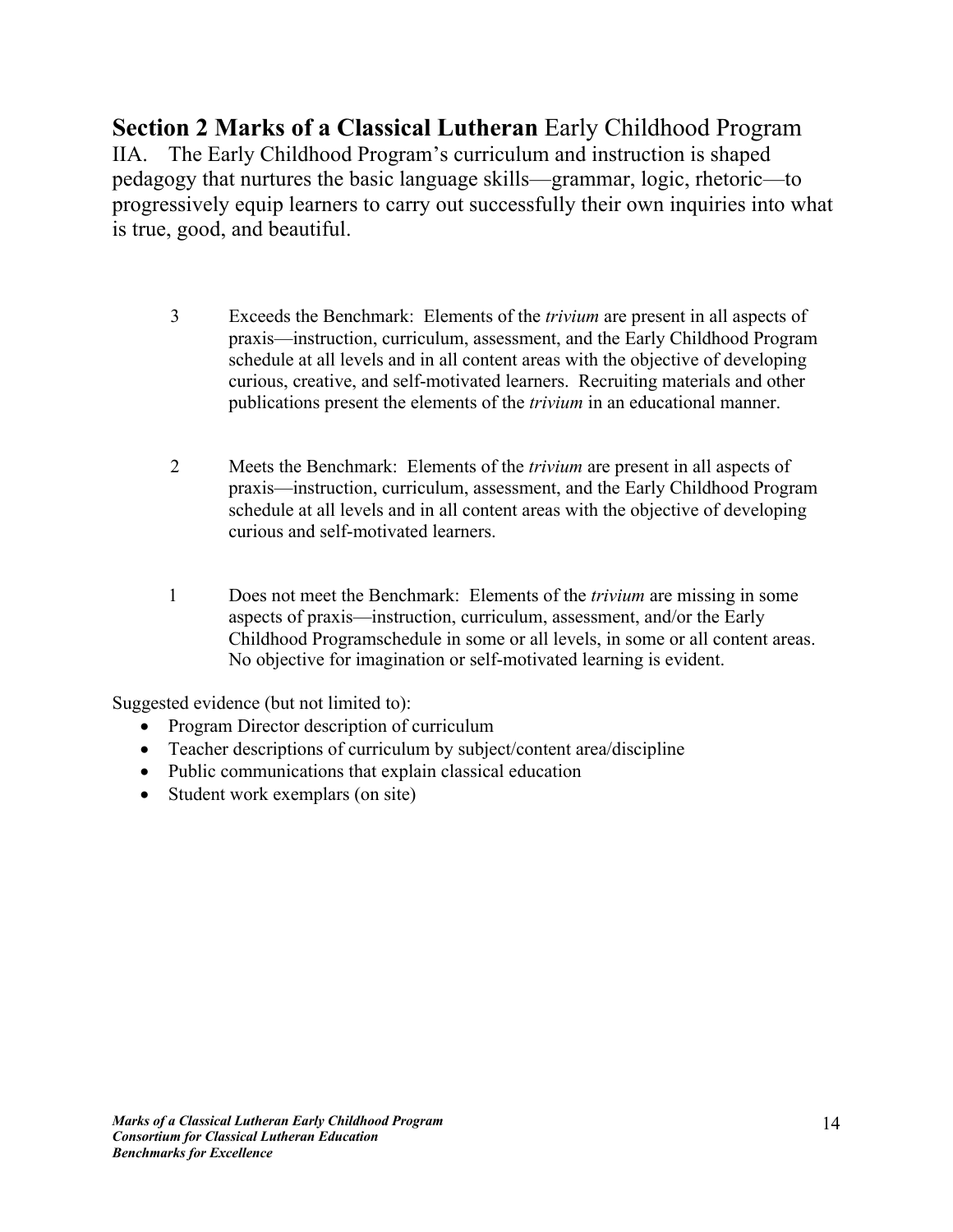## **Section 2 Marks of a Classical Lutheran** Early Childhood Program

IIA. The Early Childhood Program's curriculum and instruction is shaped pedagogy that nurtures the basic language skills—grammar, logic, rhetoric—to progressively equip learners to carry out successfully their own inquiries into what is true, good, and beautiful.

3 Exceeds the Benchmark: Elements of the *trivium* are present in all aspects of praxis—instruction, curriculum, assessment, and the Early Childhood Program schedule at all levels and in all content areas with the objective of developing curious, creative, and self-motivated learners. Recruiting materials and other publications present the elements of the *trivium* in an educational manner.

2 Meets the Benchmark: Elements of the *trivium* are present in all aspects of praxis—instruction, curriculum, assessment, and the Early Childhood Program schedule at all levels and in all content areas with the objective of developing curious and self-motivated learners.

1 Does not meet the Benchmark: Elements of the *trivium* are missing in some aspects of praxis—instruction, curriculum, assessment, and/or the Early Childhood Programschedule in some or all levels, in some or all content areas. No objective for imagination or self-motivated learning is evident.

Suggested evidence (but not limited to):

- Program Director description of curriculum
- Teacher descriptions of curriculum by subject/content area/discipline
- Public communications that explain classical education
- Student work exemplars (on site)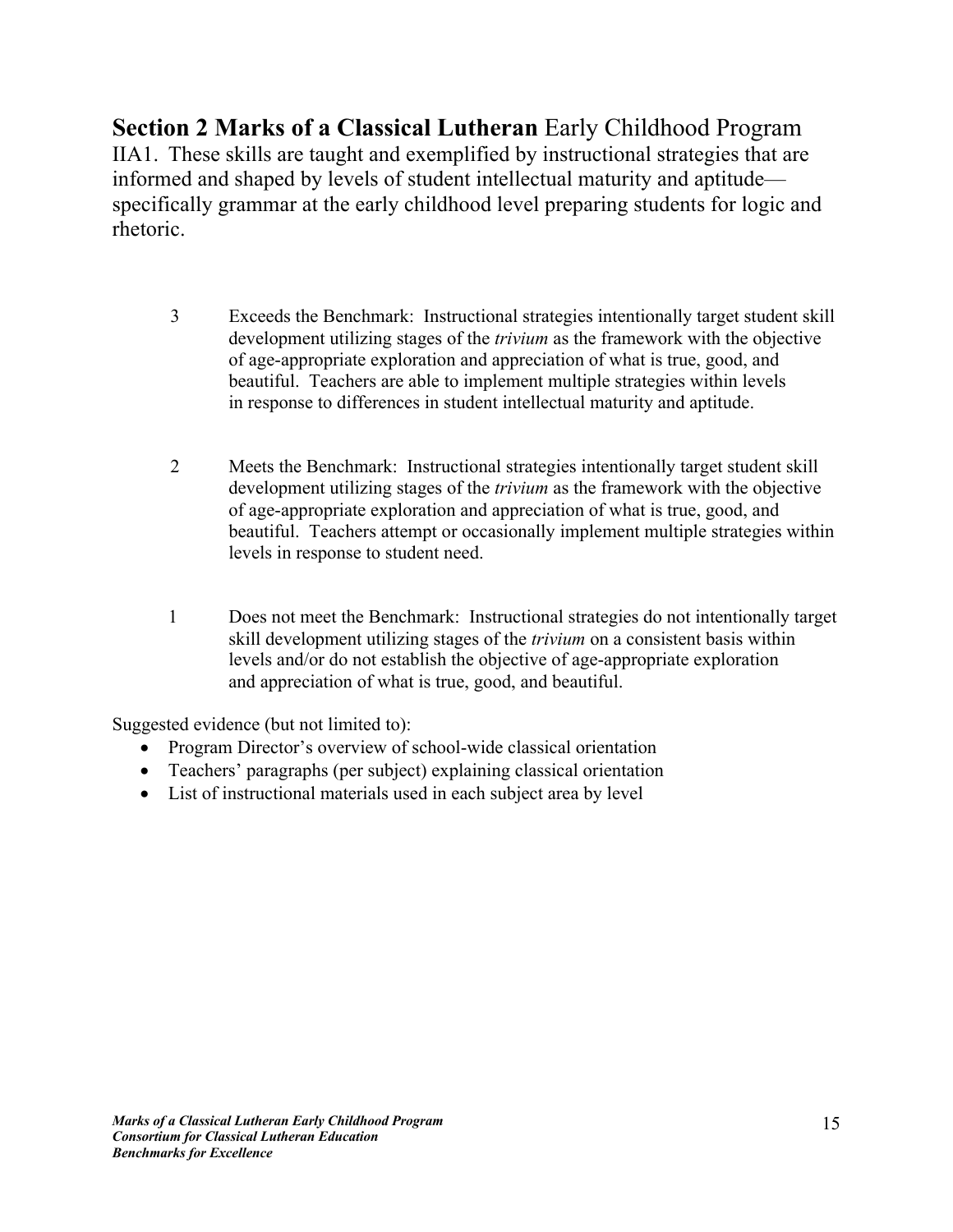## **Section 2 Marks of a Classical Lutheran** Early Childhood Program

IIA1. These skills are taught and exemplified by instructional strategies that are informed and shaped by levels of student intellectual maturity and aptitude—specifically grammar at the early childhood level preparing students for logic and rhetoric.

3 Exceeds the Benchmark: Instructional strategies intentionally target student skill development utilizing stages of the *trivium* as the framework with the objective of age-appropriate exploration and appreciation of what is true, good, and beautiful. Teachers are able to implement multiple strategies within levels in response to differences in student intellectual maturity and aptitude.

2 Meets the Benchmark: Instructional strategies intentionally target student skill development utilizing stages of the *trivium* as the framework with the objective of age-appropriate exploration and appreciation of what is true, good, and beautiful. Teachers attempt or occasionally implement multiple strategies within levels in response to student need.

1 Does not meet the Benchmark: Instructional strategies do not intentionally target skill development utilizing stages of the *trivium* on a consistent basis within levels and/or do not establish the objective of age-appropriate exploration and appreciation of what is true, good, and beautiful.

Suggested evidence (but not limited to):

- Program Director's overview of school-wide classical orientation
- Teachers' paragraphs (per subject) explaining classical orientation
- List of instructional materials used in each subject area by level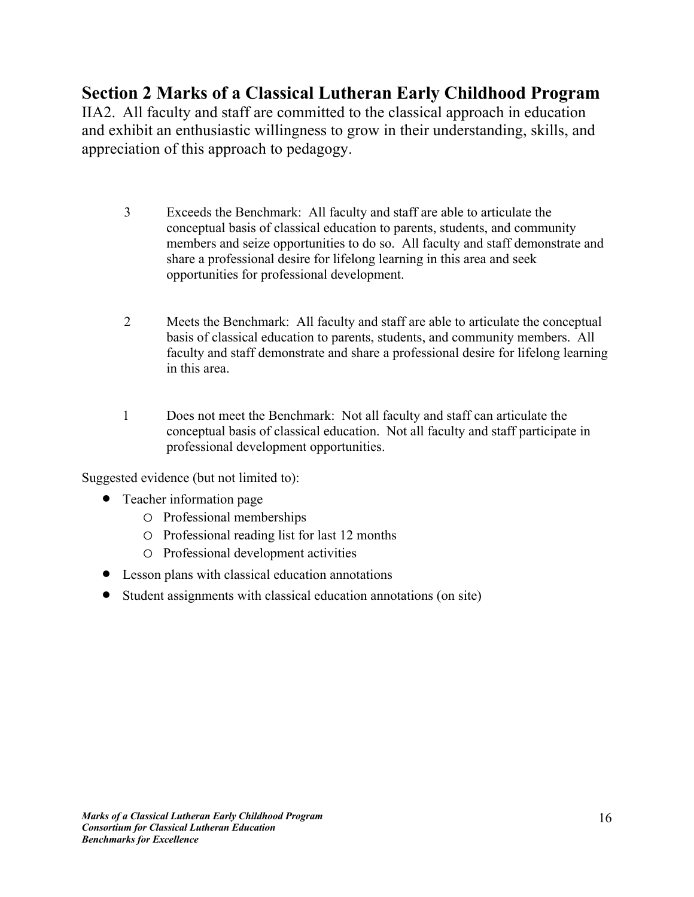## Section 2 Marks of a Classical Lutheran Early Childhood Program

IIA2. All faculty and staff are committed to the classical approach in education and exhibit an enthusiastic willingness to grow in their understanding, skills, and appreciation of this approach to pedagogy.

3 Exceeds the Benchmark: All faculty and staff are able to articulate the conceptual basis of classical education to parents, students, and community members and seize opportunities to do so. All faculty and staff demonstrate and share a professional desire for lifelong learning in this area and seek opportunities for professional development.

2 Meets the Benchmark: All faculty and staff are able to articulate the conceptual basis of classical education to parents, students, and community members. All faculty and staff demonstrate and share a professional desire for lifelong learning in this area.

1 Does not meet the Benchmark: Not all faculty and staff can articulate the conceptual basis of classical education. Not all faculty and staff participate in professional development opportunities.

Suggested evidence (but not limited to):

- Teacher information page
  - Professional memberships
  - Professional reading list for last 12 months
  - Professional development activities
- Lesson plans with classical education annotations
- Student assignments with classical education annotations (on site)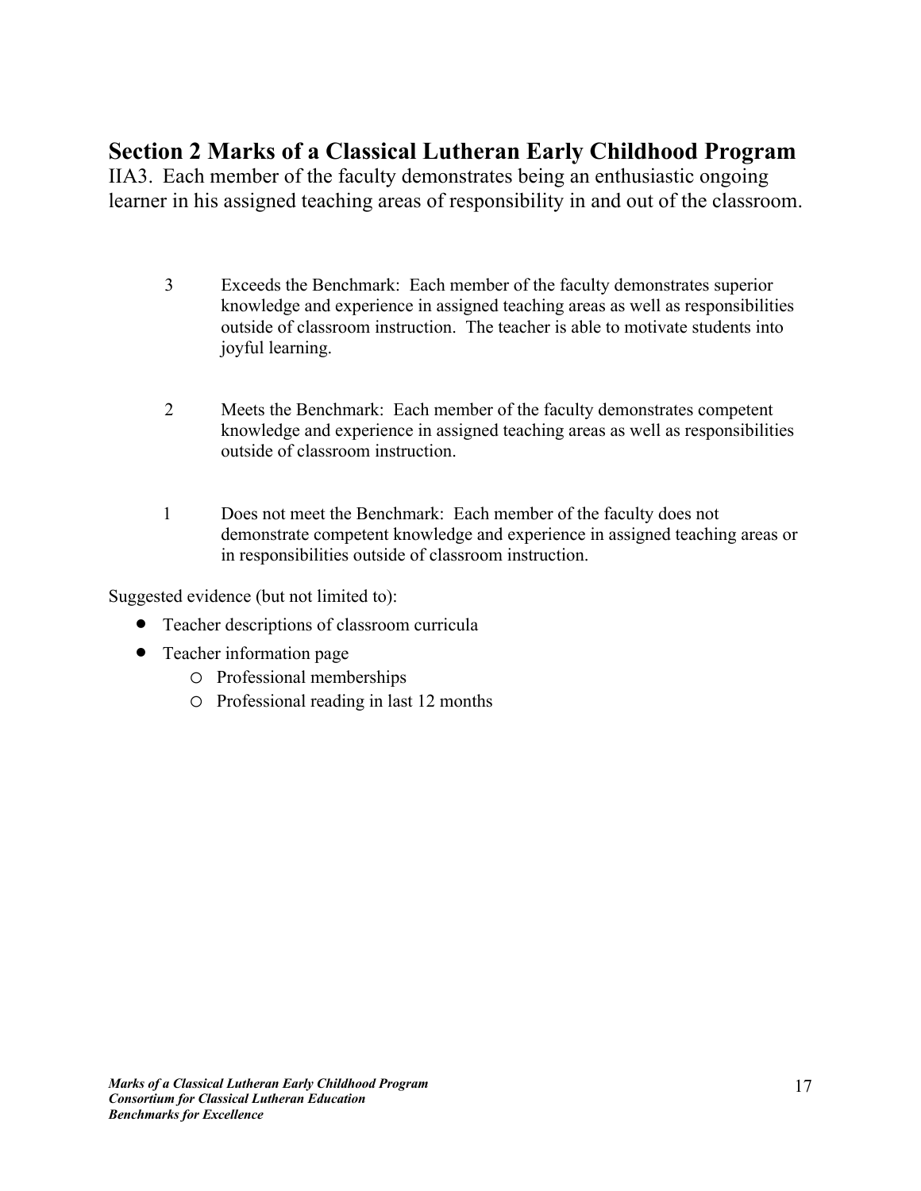## Section 2 Marks of a Classical Lutheran Early Childhood Program

IIA3. Each member of the faculty demonstrates being an enthusiastic ongoing learner in his assigned teaching areas of responsibility in and out of the classroom.

3 Exceeds the Benchmark: Each member of the faculty demonstrates superior knowledge and experience in assigned teaching areas as well as responsibilities outside of classroom instruction. The teacher is able to motivate students into joyful learning.

2 Meets the Benchmark: Each member of the faculty demonstrates competent knowledge and experience in assigned teaching areas as well as responsibilities outside of classroom instruction.

1 Does not meet the Benchmark: Each member of the faculty does not demonstrate competent knowledge and experience in assigned teaching areas or in responsibilities outside of classroom instruction.

Suggested evidence (but not limited to):

- Teacher descriptions of classroom curricula
- Teacher information page
    - Professional memberships
    - Professional reading in last 12 months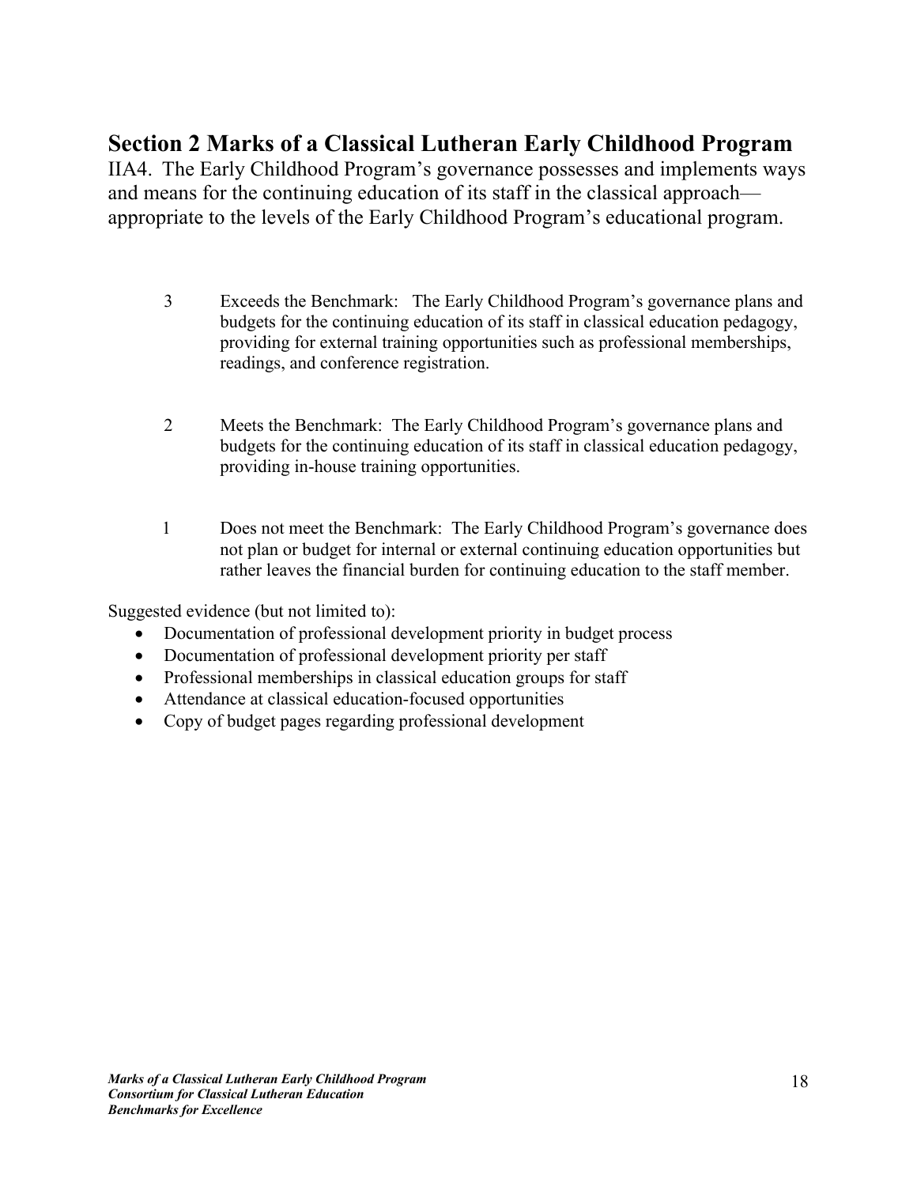## Section 2 Marks of a Classical Lutheran Early Childhood Program

IIA4. The Early Childhood Program's governance possesses and implements ways and means for the continuing education of its staff in the classical approach—appropriate to the levels of the Early Childhood Program's educational program.

3 Exceeds the Benchmark: The Early Childhood Program's governance plans and budgets for the continuing education of its staff in classical education pedagogy, providing for external training opportunities such as professional memberships, readings, and conference registration.

2 Meets the Benchmark: The Early Childhood Program's governance plans and budgets for the continuing education of its staff in classical education pedagogy, providing in-house training opportunities.

1 Does not meet the Benchmark: The Early Childhood Program's governance does not plan or budget for internal or external continuing education opportunities but rather leaves the financial burden for continuing education to the staff member.

Suggested evidence (but not limited to):

- Documentation of professional development priority in budget process
- Documentation of professional development priority per staff
- Professional memberships in classical education groups for staff
- Attendance at classical education-focused opportunities
- Copy of budget pages regarding professional development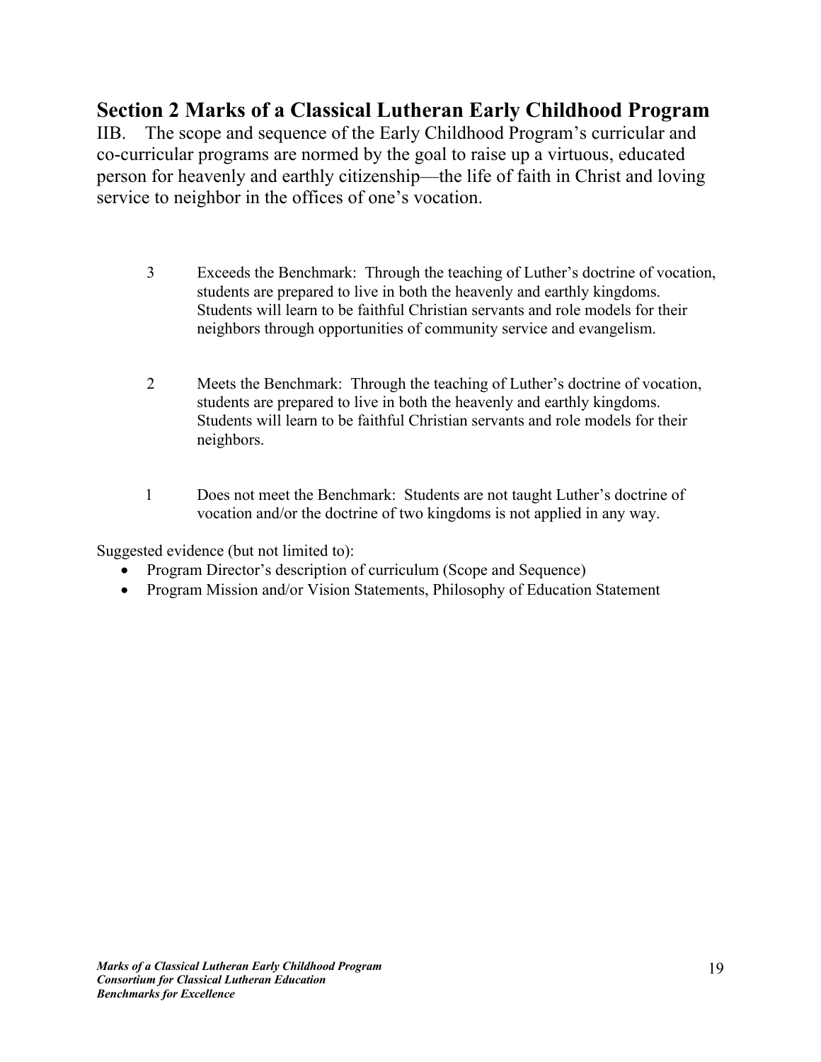## Section 2 Marks of a Classical Lutheran Early Childhood Program

IIB. The scope and sequence of the Early Childhood Program's curricular and co-curricular programs are normed by the goal to raise up a virtuous, educated person for heavenly and earthly citizenship—the life of faith in Christ and loving service to neighbor in the offices of one's vocation.

3 Exceeds the Benchmark: Through the teaching of Luther's doctrine of vocation, students are prepared to live in both the heavenly and earthly kingdoms. Students will learn to be faithful Christian servants and role models for their neighbors through opportunities of community service and evangelism.

2 Meets the Benchmark: Through the teaching of Luther's doctrine of vocation, students are prepared to live in both the heavenly and earthly kingdoms. Students will learn to be faithful Christian servants and role models for their neighbors.

1 Does not meet the Benchmark: Students are not taught Luther's doctrine of vocation and/or the doctrine of two kingdoms is not applied in any way.

Suggested evidence (but not limited to):

- Program Director's description of curriculum (Scope and Sequence)
- Program Mission and/or Vision Statements, Philosophy of Education Statement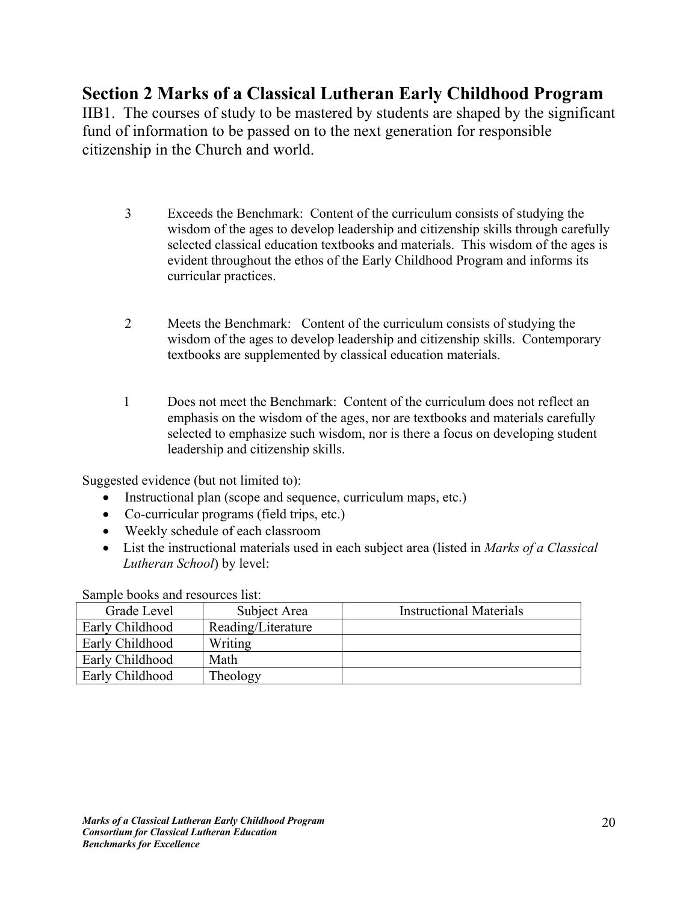## Section 2 Marks of a Classical Lutheran Early Childhood Program

IIB1. The courses of study to be mastered by students are shaped by the significant fund of information to be passed on to the next generation for responsible citizenship in the Church and world.

3 Exceeds the Benchmark: Content of the curriculum consists of studying the wisdom of the ages to develop leadership and citizenship skills through carefully selected classical education textbooks and materials. This wisdom of the ages is evident throughout the ethos of the Early Childhood Program and informs its curricular practices.

2 Meets the Benchmark: Content of the curriculum consists of studying the wisdom of the ages to develop leadership and citizenship skills. Contemporary textbooks are supplemented by classical education materials.

1 Does not meet the Benchmark: Content of the curriculum does not reflect an emphasis on the wisdom of the ages, nor are textbooks and materials carefully selected to emphasize such wisdom, nor is there a focus on developing student leadership and citizenship skills.

Suggested evidence (but not limited to):

- Instructional plan (scope and sequence, curriculum maps, etc.)
- Co-curricular programs (field trips, etc.)
- Weekly schedule of each classroom
- List the instructional materials used in each subject area (listed in *Marks of a Classical Lutheran School*) by level:

Sample books and resources list:

| Grade Level | Subject Area | Instructional Materials |
|---|---|---|
| Early Childhood | Reading/Literature | |
| Early Childhood | Writing | |
| Early Childhood | Math | |
| Early Childhood | Theology | |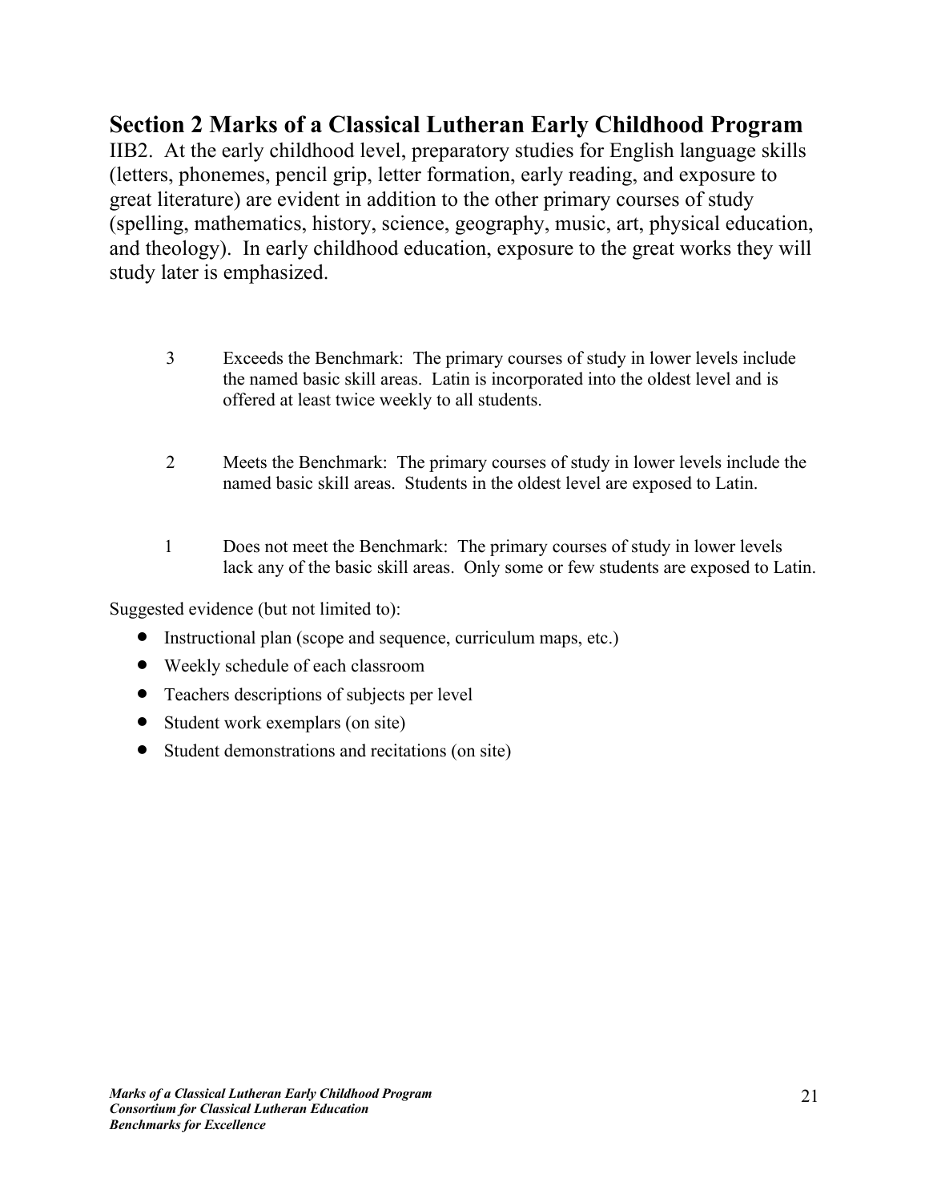## Section 2 Marks of a Classical Lutheran Early Childhood Program

IIB2. At the early childhood level, preparatory studies for English language skills (letters, phonemes, pencil grip, letter formation, early reading, and exposure to great literature) are evident in addition to the other primary courses of study (spelling, mathematics, history, science, geography, music, art, physical education, and theology). In early childhood education, exposure to the great works they will study later is emphasized.

3 Exceeds the Benchmark: The primary courses of study in lower levels include the named basic skill areas. Latin is incorporated into the oldest level and is offered at least twice weekly to all students.

2 Meets the Benchmark: The primary courses of study in lower levels include the named basic skill areas. Students in the oldest level are exposed to Latin.

1 Does not meet the Benchmark: The primary courses of study in lower levels lack any of the basic skill areas. Only some or few students are exposed to Latin.

Suggested evidence (but not limited to):

- Instructional plan (scope and sequence, curriculum maps, etc.)
- Weekly schedule of each classroom
- Teachers descriptions of subjects per level
- Student work exemplars (on site)
- Student demonstrations and recitations (on site)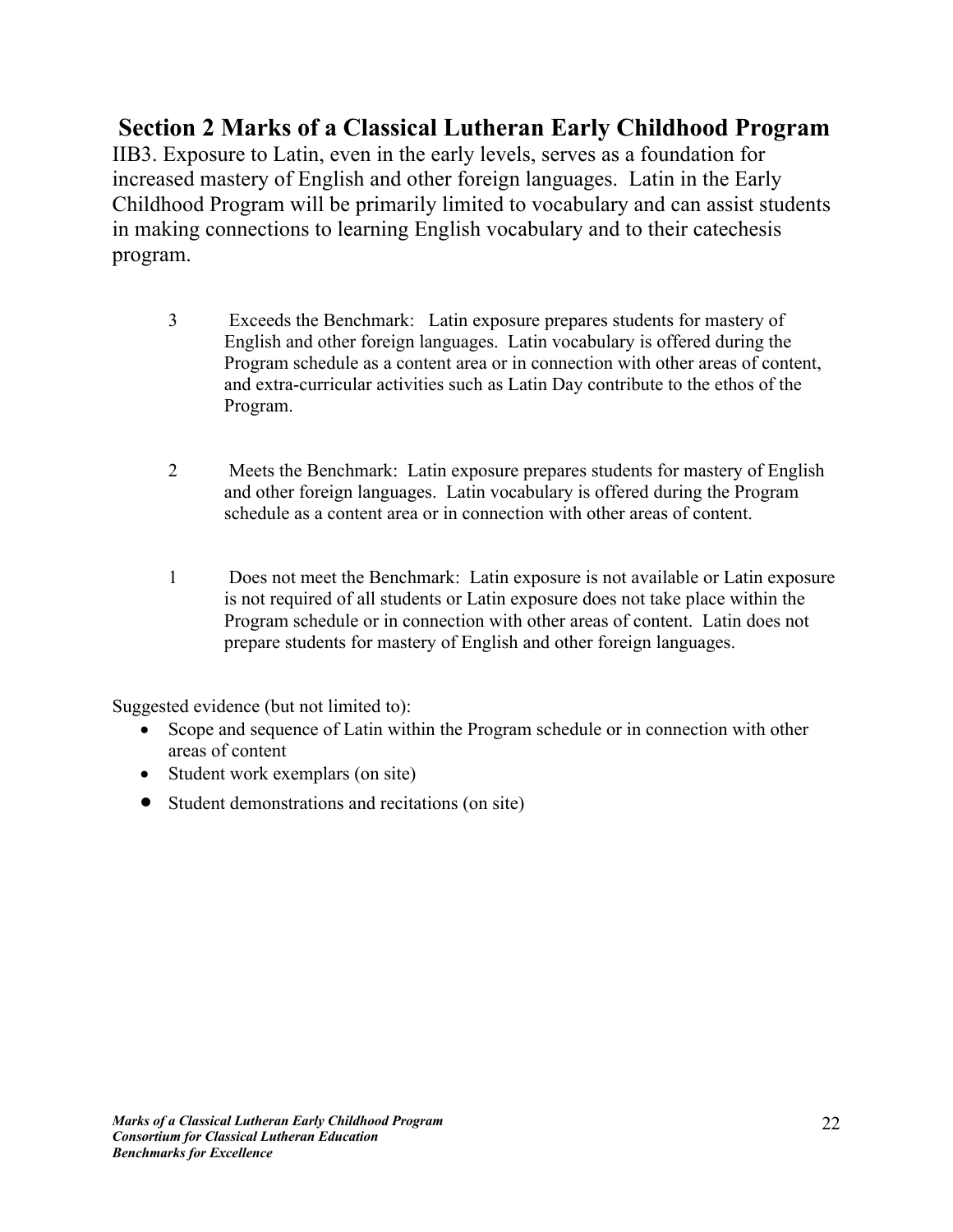## Section 2 Marks of a Classical Lutheran Early Childhood Program

IIB3. Exposure to Latin, even in the early levels, serves as a foundation for increased mastery of English and other foreign languages. Latin in the Early Childhood Program will be primarily limited to vocabulary and can assist students in making connections to learning English vocabulary and to their catechesis program.

3 Exceeds the Benchmark: Latin exposure prepares students for mastery of English and other foreign languages. Latin vocabulary is offered during the Program schedule as a content area or in connection with other areas of content, and extra-curricular activities such as Latin Day contribute to the ethos of the Program.

2 Meets the Benchmark: Latin exposure prepares students for mastery of English and other foreign languages. Latin vocabulary is offered during the Program schedule as a content area or in connection with other areas of content.

1 Does not meet the Benchmark: Latin exposure is not available or Latin exposure is not required of all students or Latin exposure does not take place within the Program schedule or in connection with other areas of content. Latin does not prepare students for mastery of English and other foreign languages.

Suggested evidence (but not limited to):

- Scope and sequence of Latin within the Program schedule or in connection with other areas of content
- Student work exemplars (on site)
- Student demonstrations and recitations (on site)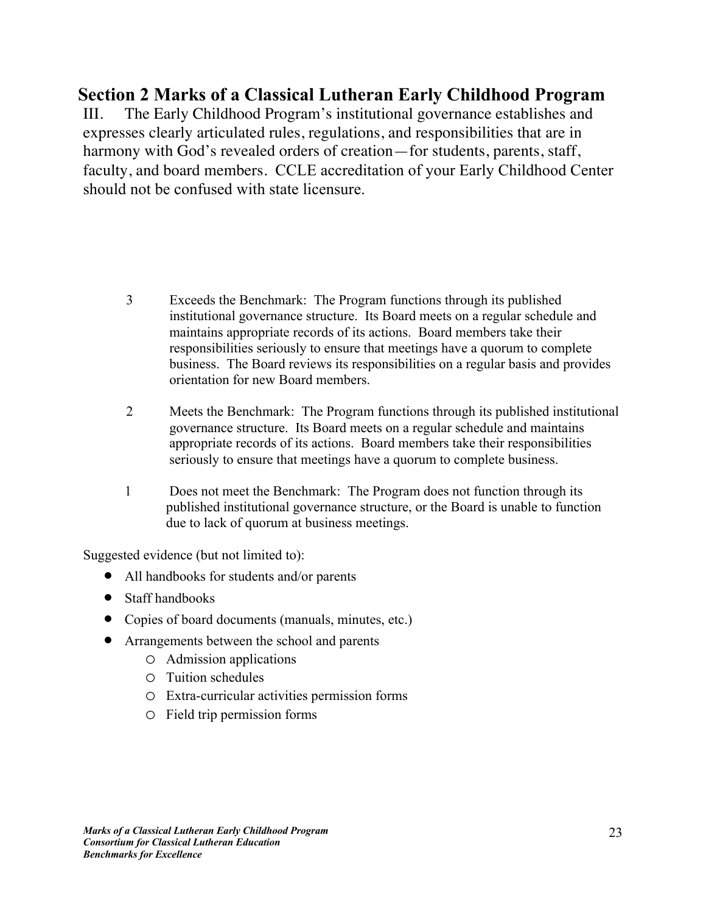## Section 2 Marks of a Classical Lutheran Early Childhood Program

III. The Early Childhood Program's institutional governance establishes and expresses clearly articulated rules, regulations, and responsibilities that are in harmony with God's revealed orders of creation—for students, parents, staff, faculty, and board members. CCLE accreditation of your Early Childhood Center should not be confused with state licensure.

3 Exceeds the Benchmark: The Program functions through its published institutional governance structure. Its Board meets on a regular schedule and maintains appropriate records of its actions. Board members take their responsibilities seriously to ensure that meetings have a quorum to complete business. The Board reviews its responsibilities on a regular basis and provides orientation for new Board members.

2 Meets the Benchmark: The Program functions through its published institutional governance structure. Its Board meets on a regular schedule and maintains appropriate records of its actions. Board members take their responsibilities seriously to ensure that meetings have a quorum to complete business.

1 Does not meet the Benchmark: The Program does not function through its published institutional governance structure, or the Board is unable to function due to lack of quorum at business meetings.

Suggested evidence (but not limited to):

- All handbooks for students and/or parents
- Staff handbooks
- Copies of board documents (manuals, minutes, etc.)
- Arrangements between the school and parents
  - Admission applications
  - Tuition schedules
  - Extra-curricular activities permission forms
  - Field trip permission forms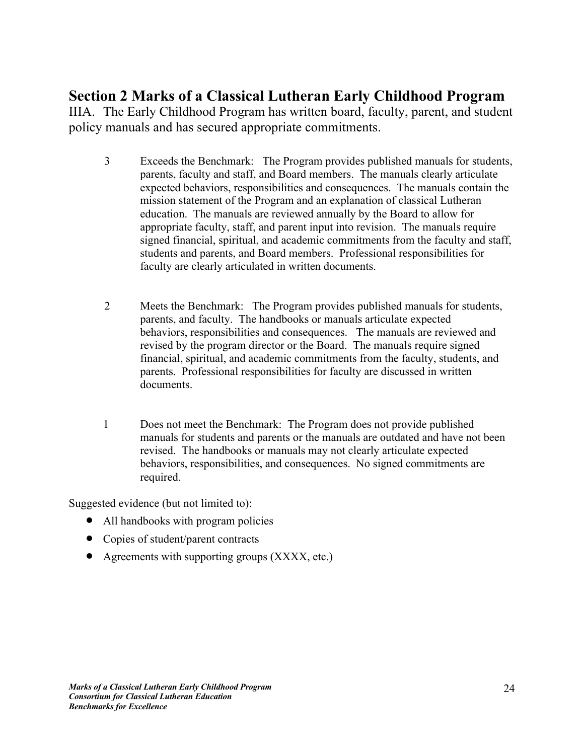## Section 2 Marks of a Classical Lutheran Early Childhood Program

IIIA. The Early Childhood Program has written board, faculty, parent, and student policy manuals and has secured appropriate commitments.

3 Exceeds the Benchmark: The Program provides published manuals for students, parents, faculty and staff, and Board members. The manuals clearly articulate expected behaviors, responsibilities and consequences. The manuals contain the mission statement of the Program and an explanation of classical Lutheran education. The manuals are reviewed annually by the Board to allow for appropriate faculty, staff, and parent input into revision. The manuals require signed financial, spiritual, and academic commitments from the faculty and staff, students and parents, and Board members. Professional responsibilities for faculty are clearly articulated in written documents.

2 Meets the Benchmark: The Program provides published manuals for students, parents, and faculty. The handbooks or manuals articulate expected behaviors, responsibilities and consequences. The manuals are reviewed and revised by the program director or the Board. The manuals require signed financial, spiritual, and academic commitments from the faculty, students, and parents. Professional responsibilities for faculty are discussed in written documents.

1 Does not meet the Benchmark: The Program does not provide published manuals for students and parents or the manuals are outdated and have not been revised. The handbooks or manuals may not clearly articulate expected behaviors, responsibilities, and consequences. No signed commitments are required.

Suggested evidence (but not limited to):

- All handbooks with program policies
- Copies of student/parent contracts
- Agreements with supporting groups (XXXX, etc.)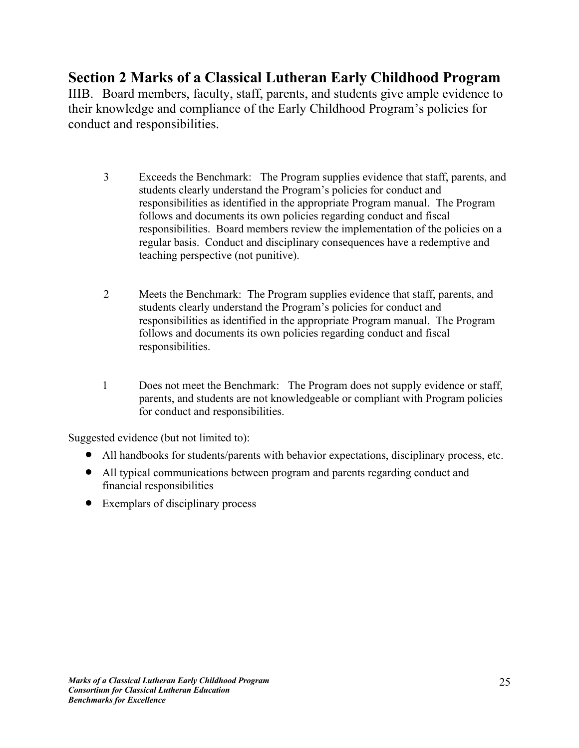## Section 2 Marks of a Classical Lutheran Early Childhood Program

IIIB. Board members, faculty, staff, parents, and students give ample evidence to their knowledge and compliance of the Early Childhood Program's policies for conduct and responsibilities.

3 Exceeds the Benchmark: The Program supplies evidence that staff, parents, and students clearly understand the Program's policies for conduct and responsibilities as identified in the appropriate Program manual. The Program follows and documents its own policies regarding conduct and fiscal responsibilities. Board members review the implementation of the policies on a regular basis. Conduct and disciplinary consequences have a redemptive and teaching perspective (not punitive).

2 Meets the Benchmark: The Program supplies evidence that staff, parents, and students clearly understand the Program's policies for conduct and responsibilities as identified in the appropriate Program manual. The Program follows and documents its own policies regarding conduct and fiscal responsibilities.

1 Does not meet the Benchmark: The Program does not supply evidence or staff, parents, and students are not knowledgeable or compliant with Program policies for conduct and responsibilities.

Suggested evidence (but not limited to):

- All handbooks for students/parents with behavior expectations, disciplinary process, etc.
- All typical communications between program and parents regarding conduct and financial responsibilities
- Exemplars of disciplinary process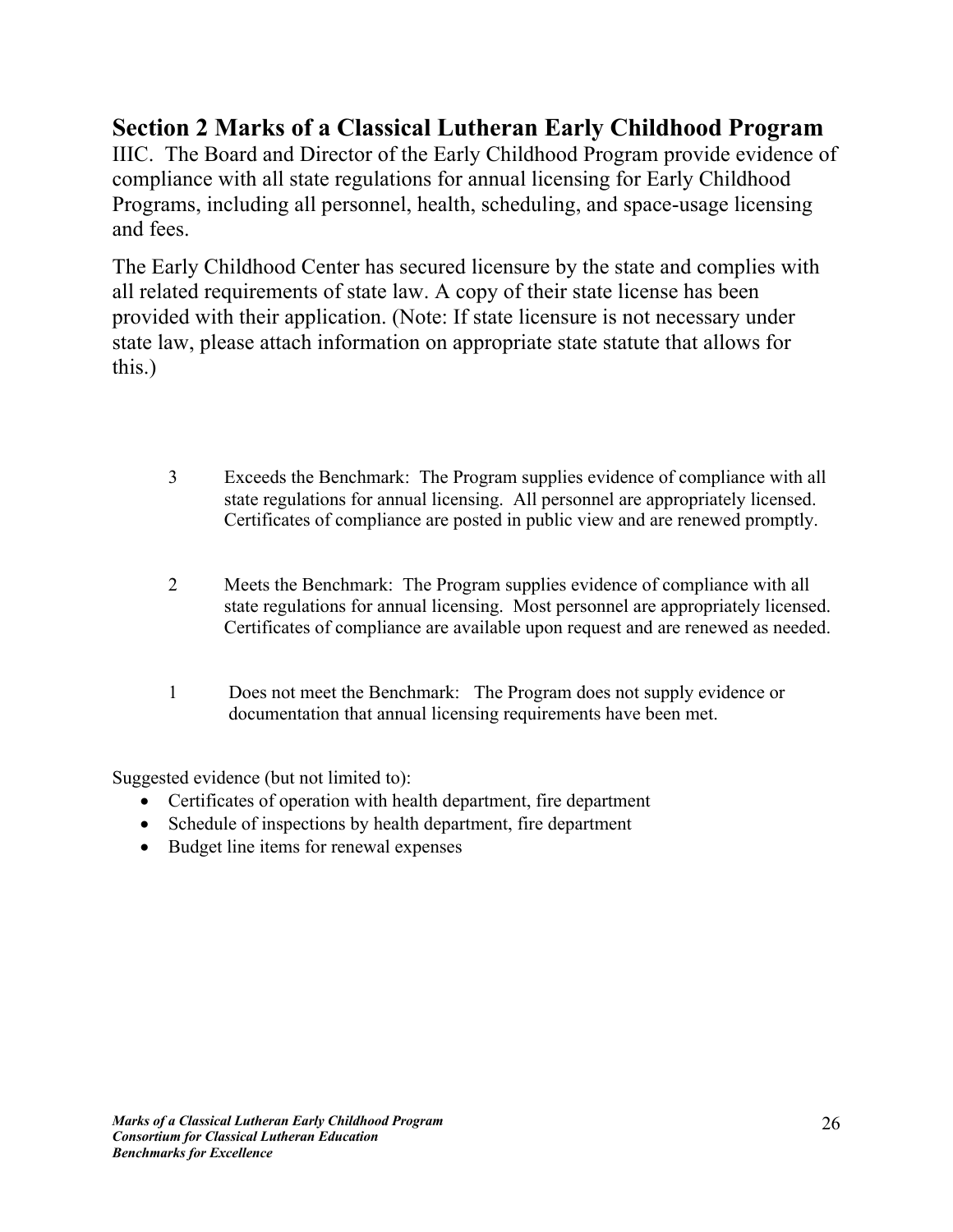## Section 2 Marks of a Classical Lutheran Early Childhood Program

IIIC. The Board and Director of the Early Childhood Program provide evidence of compliance with all state regulations for annual licensing for Early Childhood Programs, including all personnel, health, scheduling, and space-usage licensing and fees.

The Early Childhood Center has secured licensure by the state and complies with all related requirements of state law. A copy of their state license has been provided with their application. (Note: If state licensure is not necessary under state law, please attach information on appropriate state statute that allows for this.)

3 Exceeds the Benchmark: The Program supplies evidence of compliance with all state regulations for annual licensing. All personnel are appropriately licensed. Certificates of compliance are posted in public view and are renewed promptly.

2 Meets the Benchmark: The Program supplies evidence of compliance with all state regulations for annual licensing. Most personnel are appropriately licensed. Certificates of compliance are available upon request and are renewed as needed.

1 Does not meet the Benchmark: The Program does not supply evidence or documentation that annual licensing requirements have been met.

Suggested evidence (but not limited to):

- Certificates of operation with health department, fire department
- Schedule of inspections by health department, fire department
- Budget line items for renewal expenses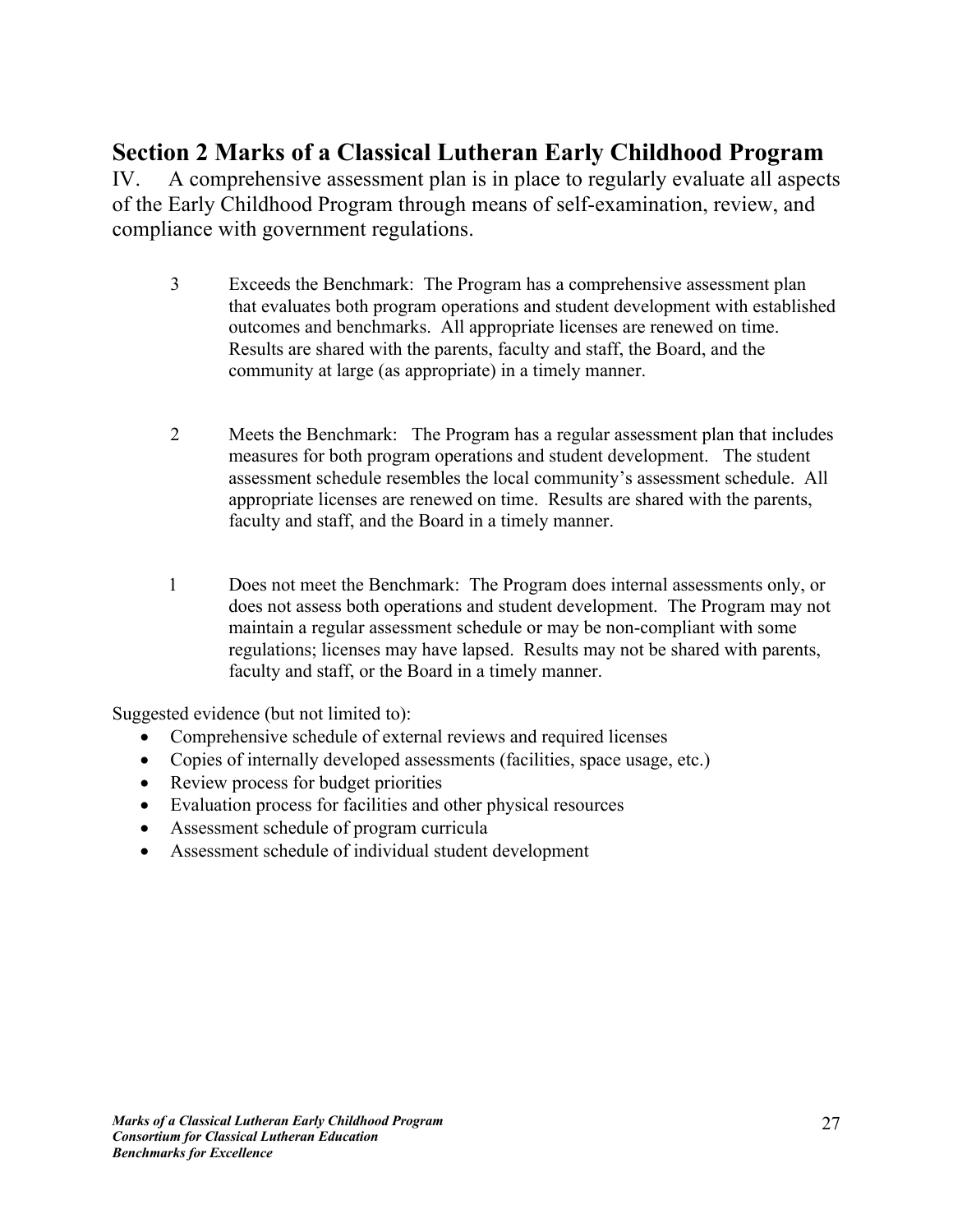## Section 2 Marks of a Classical Lutheran Early Childhood Program

IV. A comprehensive assessment plan is in place to regularly evaluate all aspects of the Early Childhood Program through means of self-examination, review, and compliance with government regulations.

3 Exceeds the Benchmark: The Program has a comprehensive assessment plan that evaluates both program operations and student development with established outcomes and benchmarks. All appropriate licenses are renewed on time. Results are shared with the parents, faculty and staff, the Board, and the community at large (as appropriate) in a timely manner.

2 Meets the Benchmark: The Program has a regular assessment plan that includes measures for both program operations and student development. The student assessment schedule resembles the local community's assessment schedule. All appropriate licenses are renewed on time. Results are shared with the parents, faculty and staff, and the Board in a timely manner.

1 Does not meet the Benchmark: The Program does internal assessments only, or does not assess both operations and student development. The Program may not maintain a regular assessment schedule or may be non-compliant with some regulations; licenses may have lapsed. Results may not be shared with parents, faculty and staff, or the Board in a timely manner.

Suggested evidence (but not limited to):

- Comprehensive schedule of external reviews and required licenses
- Copies of internally developed assessments (facilities, space usage, etc.)
- Review process for budget priorities
- Evaluation process for facilities and other physical resources
- Assessment schedule of program curricula
- Assessment schedule of individual student development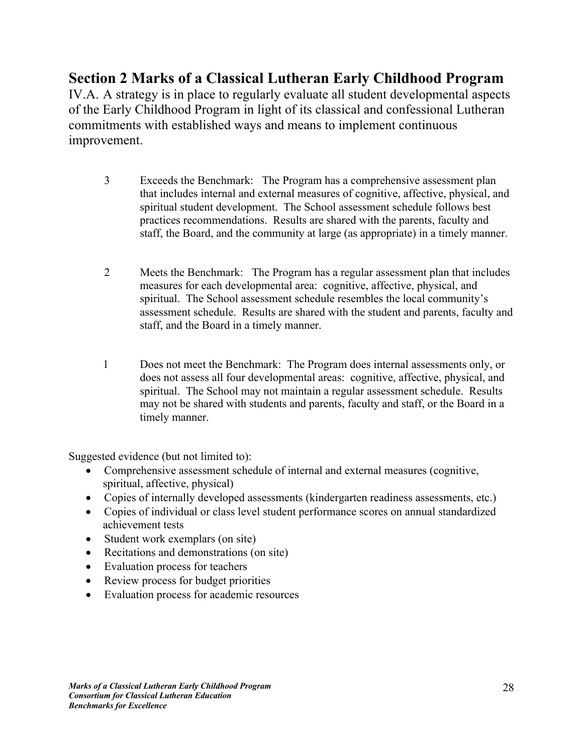## Section 2 Marks of a Classical Lutheran Early Childhood Program

IV.A. A strategy is in place to regularly evaluate all student developmental aspects of the Early Childhood Program in light of its classical and confessional Lutheran commitments with established ways and means to implement continuous improvement.

3 Exceeds the Benchmark: The Program has a comprehensive assessment plan that includes internal and external measures of cognitive, affective, physical, and spiritual student development. The School assessment schedule follows best practices recommendations. Results are shared with the parents, faculty and staff, the Board, and the community at large (as appropriate) in a timely manner.

2 Meets the Benchmark: The Program has a regular assessment plan that includes measures for each developmental area: cognitive, affective, physical, and spiritual. The School assessment schedule resembles the local community's assessment schedule. Results are shared with the student and parents, faculty and staff, and the Board in a timely manner.

1 Does not meet the Benchmark: The Program does internal assessments only, or does not assess all four developmental areas: cognitive, affective, physical, and spiritual. The School may not maintain a regular assessment schedule. Results may not be shared with students and parents, faculty and staff, or the Board in a timely manner.

Suggested evidence (but not limited to):

- Comprehensive assessment schedule of internal and external measures (cognitive, spiritual, affective, physical)
- Copies of internally developed assessments (kindergarten readiness assessments, etc.)
- Copies of individual or class level student performance scores on annual standardized achievement tests
- Student work exemplars (on site)
- Recitations and demonstrations (on site)
- Evaluation process for teachers
- Review process for budget priorities
- Evaluation process for academic resources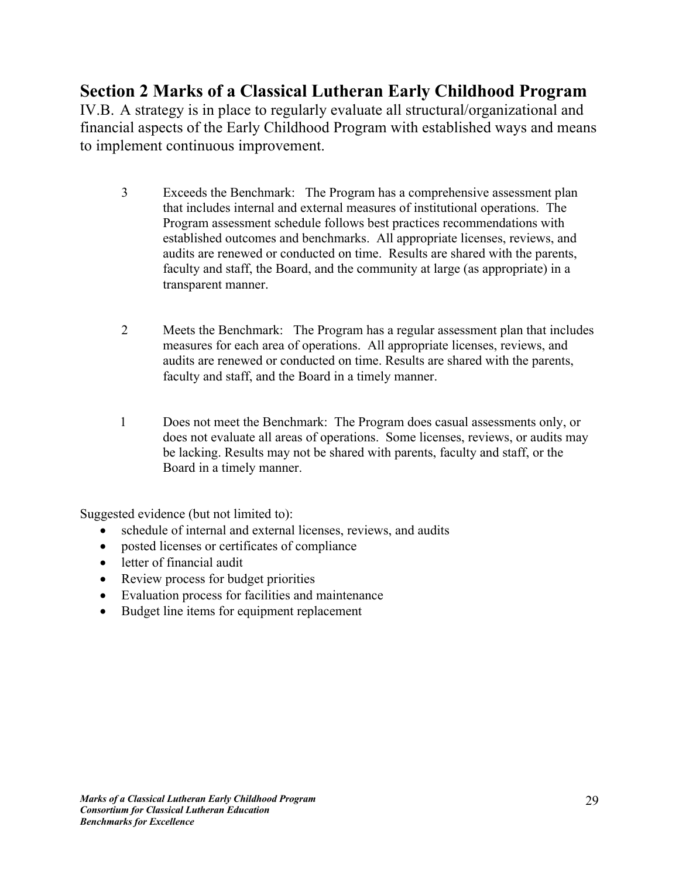## Section 2 Marks of a Classical Lutheran Early Childhood Program

IV.B. A strategy is in place to regularly evaluate all structural/organizational and financial aspects of the Early Childhood Program with established ways and means to implement continuous improvement.

3 Exceeds the Benchmark: The Program has a comprehensive assessment plan that includes internal and external measures of institutional operations. The Program assessment schedule follows best practices recommendations with established outcomes and benchmarks. All appropriate licenses, reviews, and audits are renewed or conducted on time. Results are shared with the parents, faculty and staff, the Board, and the community at large (as appropriate) in a transparent manner.

2 Meets the Benchmark: The Program has a regular assessment plan that includes measures for each area of operations. All appropriate licenses, reviews, and audits are renewed or conducted on time. Results are shared with the parents, faculty and staff, and the Board in a timely manner.

1 Does not meet the Benchmark: The Program does casual assessments only, or does not evaluate all areas of operations. Some licenses, reviews, or audits may be lacking. Results may not be shared with parents, faculty and staff, or the Board in a timely manner.

Suggested evidence (but not limited to):

- schedule of internal and external licenses, reviews, and audits
- posted licenses or certificates of compliance
- letter of financial audit
- Review process for budget priorities
- Evaluation process for facilities and maintenance
- Budget line items for equipment replacement